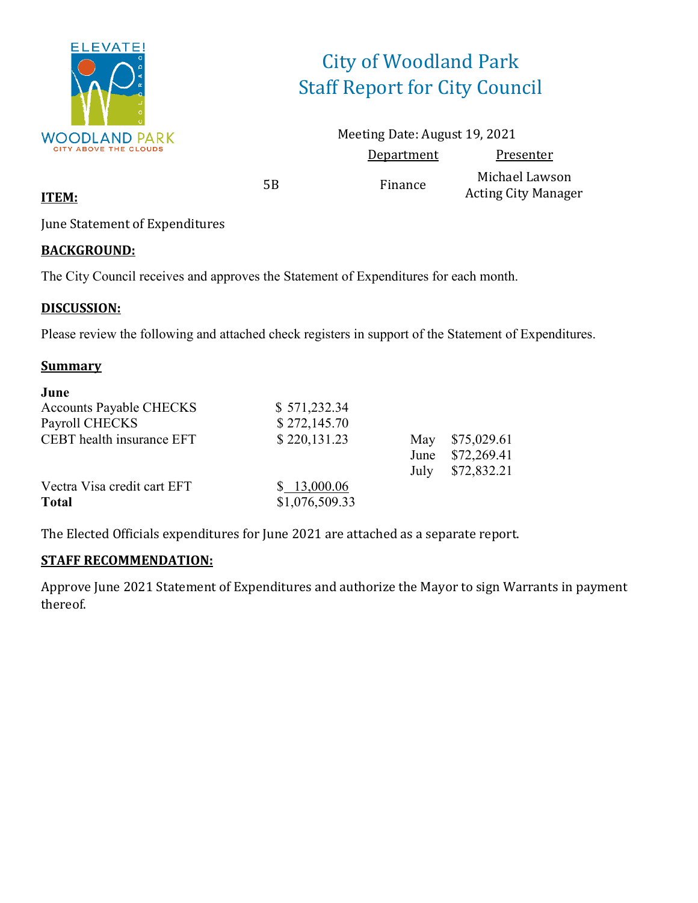# City of Woodland Park
## Staff Report for City Council

Meeting Date: August 19, 2021

| | | Department | Presenter |
|---|---|---|---|
| **ITEM:** | 5B | Finance | Michael Lawson<br>Acting City Manager |

June Statement of Expenditures

**BACKGROUND:**

The City Council receives and approves the Statement of Expenditures for each month.

**DISCUSSION:**

Please review the following and attached check registers in support of the Statement of Expenditures.

**Summary**

| **June** | | | |
|---|---|---|---|
| Accounts Payable CHECKS | $ 571,232.34 | | |
| Payroll CHECKS | $ 272,145.70 | | |
| CEBT health insurance EFT | $ 220,131.23 | May | $75,029.61 |
| | | June | $72,269.41 |
| | | July | $72,832.21 |
| Vectra Visa credit cart EFT | $ 13,000.06 | | |
| **Total** | $1,076,509.33 | | |

The Elected Officials expenditures for June 2021 are attached as a separate report.

**STAFF RECOMMENDATION:**

Approve June 2021 Statement of Expenditures and authorize the Mayor to sign Warrants in payment thereof.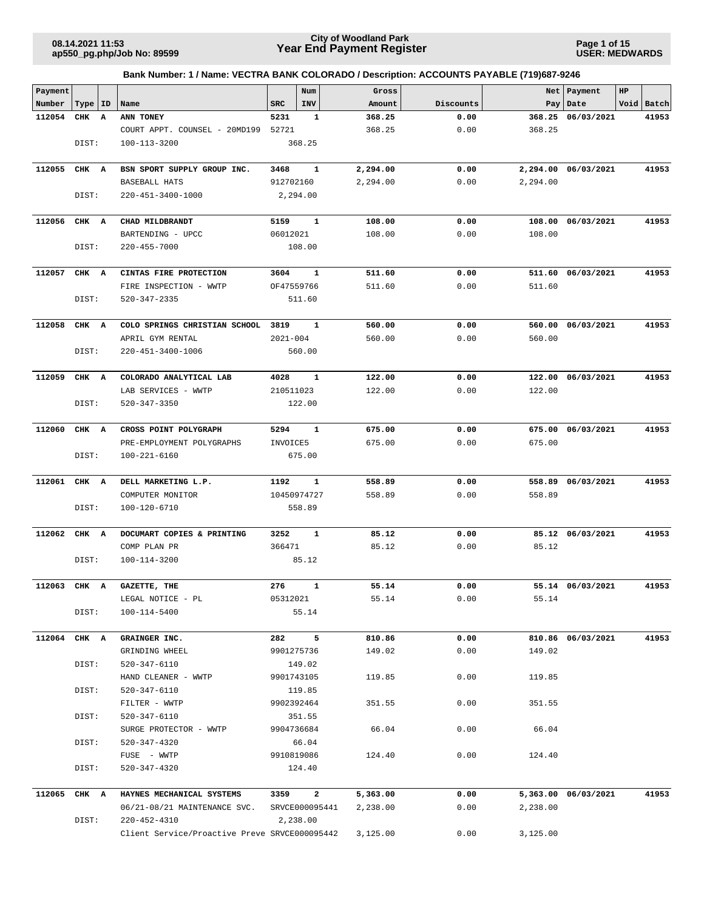**City of Woodland Park**
**Year End Payment Register**

08.14.2021 11:53
ap550_pg.php/Job No: 89599

USER: MEDWARDS

**Bank Number: 1 / Name: VECTRA BANK COLORADO / Description: ACCOUNTS PAYABLE (719)687-9246**

| Payment Number | Type | ID | Name | SRC | Num INV | Gross Amount | Discounts | Net Pay | Payment Date | HP Void | Batch |
|---|---|---|---|---|---|---|---|---|---|---|---|
| 112054 | CHK | A | ANN TONEY | 5231 | 1 | 368.25 | 0.00 | 368.25 | 06/03/2021 | | 41953 |
| | | | COURT APPT. COUNSEL - 20MD199 | 52721 | | 368.25 | 0.00 | 368.25 | | | |
| | DIST: | | 100-113-3200 | | 368.25 | | | | | | |
| 112055 | CHK | A | BSN SPORT SUPPLY GROUP INC. | 3468 | 1 | 2,294.00 | 0.00 | 2,294.00 | 06/03/2021 | | 41953 |
| | | | BASEBALL HATS | 912702160 | | 2,294.00 | 0.00 | 2,294.00 | | | |
| | DIST: | | 220-451-3400-1000 | | 2,294.00 | | | | | | |
| 112056 | CHK | A | CHAD MILDBRANDT | 5159 | 1 | 108.00 | 0.00 | 108.00 | 06/03/2021 | | 41953 |
| | | | BARTENDING - UPCC | 06012021 | | 108.00 | 0.00 | 108.00 | | | |
| | DIST: | | 220-455-7000 | | 108.00 | | | | | | |
| 112057 | CHK | A | CINTAS FIRE PROTECTION | 3604 | 1 | 511.60 | 0.00 | 511.60 | 06/03/2021 | | 41953 |
| | | | FIRE INSPECTION - WWTP | OF47559766 | | 511.60 | 0.00 | 511.60 | | | |
| | DIST: | | 520-347-2335 | | 511.60 | | | | | | |
| 112058 | CHK | A | COLO SPRINGS CHRISTIAN SCHOOL | 3819 | 1 | 560.00 | 0.00 | 560.00 | 06/03/2021 | | 41953 |
| | | | APRIL GYM RENTAL | 2021-004 | | 560.00 | 0.00 | 560.00 | | | |
| | DIST: | | 220-451-3400-1006 | | 560.00 | | | | | | |
| 112059 | CHK | A | COLORADO ANALYTICAL LAB | 4028 | 1 | 122.00 | 0.00 | 122.00 | 06/03/2021 | | 41953 |
| | | | LAB SERVICES - WWTP | 210511023 | | 122.00 | 0.00 | 122.00 | | | |
| | DIST: | | 520-347-3350 | | 122.00 | | | | | | |
| 112060 | CHK | A | CROSS POINT POLYGRAPH | 5294 | 1 | 675.00 | 0.00 | 675.00 | 06/03/2021 | | 41953 |
| | | | PRE-EMPLOYMENT POLYGRAPHS | INVOICE5 | | 675.00 | 0.00 | 675.00 | | | |
| | DIST: | | 100-221-6160 | | 675.00 | | | | | | |
| 112061 | CHK | A | DELL MARKETING L.P. | 1192 | 1 | 558.89 | 0.00 | 558.89 | 06/03/2021 | | 41953 |
| | | | COMPUTER MONITOR | 10450974727 | | 558.89 | 0.00 | 558.89 | | | |
| | DIST: | | 100-120-6710 | | 558.89 | | | | | | |
| 112062 | CHK | A | DOCUMART COPIES & PRINTING | 3252 | 1 | 85.12 | 0.00 | 85.12 | 06/03/2021 | | 41953 |
| | | | COMP PLAN PR | 366471 | | 85.12 | 0.00 | 85.12 | | | |
| | DIST: | | 100-114-3200 | | 85.12 | | | | | | |
| 112063 | CHK | A | GAZETTE, THE | 276 | 1 | 55.14 | 0.00 | 55.14 | 06/03/2021 | | 41953 |
| | | | LEGAL NOTICE - PL | 05312021 | | 55.14 | 0.00 | 55.14 | | | |
| | DIST: | | 100-114-5400 | | 55.14 | | | | | | |
| 112064 | CHK | A | GRAINGER INC. | 282 | 5 | 810.86 | 0.00 | 810.86 | 06/03/2021 | | 41953 |
| | | | GRINDING WHEEL | 9901275736 | | 149.02 | 0.00 | 149.02 | | | |
| | DIST: | | 520-347-6110 | | 149.02 | | | | | | |
| | | | HAND CLEANER - WWTP | 9901743105 | | 119.85 | 0.00 | 119.85 | | | |
| | DIST: | | 520-347-6110 | | 119.85 | | | | | | |
| | | | FILTER - WWTP | 9902392464 | | 351.55 | 0.00 | 351.55 | | | |
| | DIST: | | 520-347-6110 | | 351.55 | | | | | | |
| | | | SURGE PROTECTOR - WWTP | 9904736684 | | 66.04 | 0.00 | 66.04 | | | |
| | DIST: | | 520-347-4320 | | 66.04 | | | | | | |
| | | | FUSE - WWTP | 9910819086 | | 124.40 | 0.00 | 124.40 | | | |
| | DIST: | | 520-347-4320 | | 124.40 | | | | | | |
| 112065 | CHK | A | HAYNES MECHANICAL SYSTEMS | 3359 | 2 | 5,363.00 | 0.00 | 5,363.00 | 06/03/2021 | | 41953 |
| | | | 06/21-08/21 MAINTENANCE SVC. | SRVCE000095441 | | 2,238.00 | 0.00 | 2,238.00 | | | |
| | DIST: | | 220-452-4310 | | 2,238.00 | | | | | | |
| | | | Client Service/Proactive Preve | SRVCE000095442 | | 3,125.00 | 0.00 | 3,125.00 | | | |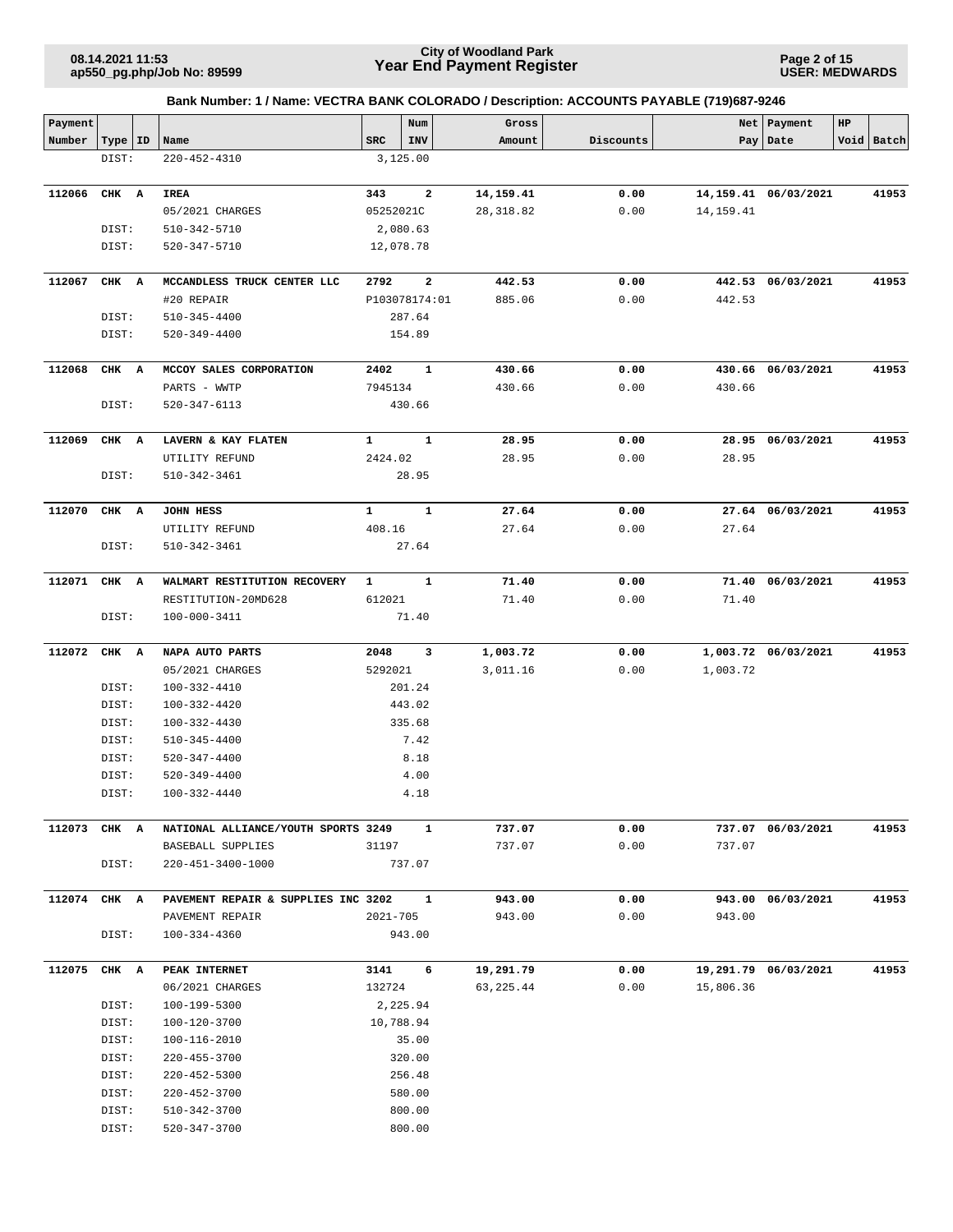## Bank Number: 1 / Name: VECTRA BANK COLORADO / Description: ACCOUNTS PAYABLE (719)687-9246

| Payment Number | Type | ID | Name | SRC | Num INV | Gross Amount | Discounts | Net Pay | Payment Date | HP Void | Batch |
|---|---|---|---|---|---|---|---|---|---|---|---|
| | DIST: | | 220-452-4310 | 3,125.00 | | | | | | | |
| **112066** | **CHK** | **A** | **IREA** | **343** | **2** | **14,159.41** | **0.00** | **14,159.41** | **06/03/2021** | | **41953** |
| | | | 05/2021 CHARGES | 05252021C | | 28,318.82 | 0.00 | 14,159.41 | | | |
| | DIST: | | 510-342-5710 | 2,080.63 | | | | | | | |
| | DIST: | | 520-347-5710 | 12,078.78 | | | | | | | |
| **112067** | **CHK** | **A** | **MCCANDLESS TRUCK CENTER LLC** | **2792** | **2** | **442.53** | **0.00** | **442.53** | **06/03/2021** | | **41953** |
| | | | #20 REPAIR | P103078174:01 | | 885.06 | 0.00 | 442.53 | | | |
| | DIST: | | 510-345-4400 | 287.64 | | | | | | | |
| | DIST: | | 520-349-4400 | 154.89 | | | | | | | |
| **112068** | **CHK** | **A** | **MCCOY SALES CORPORATION** | **2402** | **1** | **430.66** | **0.00** | **430.66** | **06/03/2021** | | **41953** |
| | | | PARTS - WWTP | 7945134 | | 430.66 | 0.00 | 430.66 | | | |
| | DIST: | | 520-347-6113 | 430.66 | | | | | | | |
| **112069** | **CHK** | **A** | **LAVERN & KAY FLATEN** | **1** | **1** | **28.95** | **0.00** | **28.95** | **06/03/2021** | | **41953** |
| | | | UTILITY REFUND | 2424.02 | | 28.95 | 0.00 | 28.95 | | | |
| | DIST: | | 510-342-3461 | 28.95 | | | | | | | |
| **112070** | **CHK** | **A** | **JOHN HESS** | **1** | **1** | **27.64** | **0.00** | **27.64** | **06/03/2021** | | **41953** |
| | | | UTILITY REFUND | 408.16 | | 27.64 | 0.00 | 27.64 | | | |
| | DIST: | | 510-342-3461 | 27.64 | | | | | | | |
| **112071** | **CHK** | **A** | **WALMART RESTITUTION RECOVERY** | **1** | **1** | **71.40** | **0.00** | **71.40** | **06/03/2021** | | **41953** |
| | | | RESTITUTION-20MD628 | 612021 | | 71.40 | 0.00 | 71.40 | | | |
| | DIST: | | 100-000-3411 | 71.40 | | | | | | | |
| **112072** | **CHK** | **A** | **NAPA AUTO PARTS** | **2048** | **3** | **1,003.72** | **0.00** | **1,003.72** | **06/03/2021** | | **41953** |
| | | | 05/2021 CHARGES | 5292021 | | 3,011.16 | 0.00 | 1,003.72 | | | |
| | DIST: | | 100-332-4410 | 201.24 | | | | | | | |
| | DIST: | | 100-332-4420 | 443.02 | | | | | | | |
| | DIST: | | 100-332-4430 | 335.68 | | | | | | | |
| | DIST: | | 510-345-4400 | 7.42 | | | | | | | |
| | DIST: | | 520-347-4400 | 8.18 | | | | | | | |
| | DIST: | | 520-349-4400 | 4.00 | | | | | | | |
| | DIST: | | 100-332-4440 | 4.18 | | | | | | | |
| **112073** | **CHK** | **A** | **NATIONAL ALLIANCE/YOUTH SPORTS** | **3249** | **1** | **737.07** | **0.00** | **737.07** | **06/03/2021** | | **41953** |
| | | | BASEBALL SUPPLIES | 31197 | | 737.07 | 0.00 | 737.07 | | | |
| | DIST: | | 220-451-3400-1000 | 737.07 | | | | | | | |
| **112074** | **CHK** | **A** | **PAVEMENT REPAIR & SUPPLIES INC** | **3202** | **1** | **943.00** | **0.00** | **943.00** | **06/03/2021** | | **41953** |
| | | | PAVEMENT REPAIR | 2021-705 | | 943.00 | 0.00 | 943.00 | | | |
| | DIST: | | 100-334-4360 | 943.00 | | | | | | | |
| **112075** | **CHK** | **A** | **PEAK INTERNET** | **3141** | **6** | **19,291.79** | **0.00** | **19,291.79** | **06/03/2021** | | **41953** |
| | | | 06/2021 CHARGES | 132724 | | 63,225.44 | 0.00 | 15,806.36 | | | |
| | DIST: | | 100-199-5300 | 2,225.94 | | | | | | | |
| | DIST: | | 100-120-3700 | 10,788.94 | | | | | | | |
| | DIST: | | 100-116-2010 | 35.00 | | | | | | | |
| | DIST: | | 220-455-3700 | 320.00 | | | | | | | |
| | DIST: | | 220-452-5300 | 256.48 | | | | | | | |
| | DIST: | | 220-452-3700 | 580.00 | | | | | | | |
| | DIST: | | 510-342-3700 | 800.00 | | | | | | | |
| | DIST: | | 520-347-3700 | 800.00 | | | | | | | |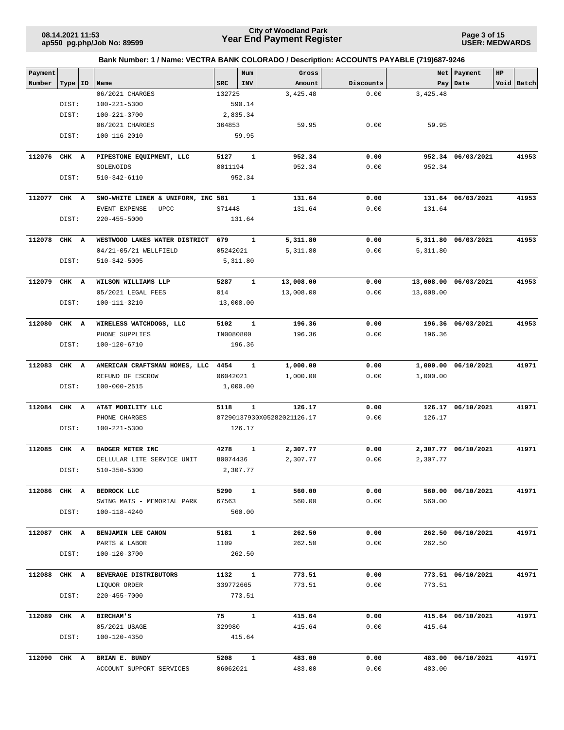**City of Woodland Park**
**Year End Payment Register**

08.14.2021 11:53
ap550_pg.php/Job No: 89599

USER: MEDWARDS

### Bank Number: 1 / Name: VECTRA BANK COLORADO / Description: ACCOUNTS PAYABLE (719)687-9246

| Payment Number | Type | ID | Name | SRC | Num INV | Gross Amount | Discounts | Net Pay | Payment Date | HP Void | Batch |
|---|---|---|---|---|---|---|---|---|---|---|---|
| | | | 06/2021 CHARGES | 132725 | | 3,425.48 | 0.00 | 3,425.48 | | | |
| | DIST: | | 100-221-5300 | 590.14 | | | | | | | |
| | DIST: | | 100-221-3700 | 2,835.34 | | | | | | | |
| | | | 06/2021 CHARGES | 364853 | | 59.95 | 0.00 | 59.95 | | | |
| | DIST: | | 100-116-2010 | 59.95 | | | | | | | |
| **112076** | **CHK** | **A** | **PIPESTONE EQUIPMENT, LLC** | **5127** | **1** | **952.34** | **0.00** | **952.34** | **06/03/2021** | | **41953** |
| | | | SOLENOIDS | 0011194 | | 952.34 | 0.00 | 952.34 | | | |
| | DIST: | | 510-342-6110 | 952.34 | | | | | | | |
| **112077** | **CHK** | **A** | **SNO-WHITE LINEN & UNIFORM, INC** | **581** | **1** | **131.64** | **0.00** | **131.64** | **06/03/2021** | | **41953** |
| | | | EVENT EXPENSE - UPCC | S71448 | | 131.64 | 0.00 | 131.64 | | | |
| | DIST: | | 220-455-5000 | 131.64 | | | | | | | |
| **112078** | **CHK** | **A** | **WESTWOOD LAKES WATER DISTRICT** | **679** | **1** | **5,311.80** | **0.00** | **5,311.80** | **06/03/2021** | | **41953** |
| | | | 04/21-05/21 WELLFIELD | 05242021 | | 5,311.80 | 0.00 | 5,311.80 | | | |
| | DIST: | | 510-342-5005 | 5,311.80 | | | | | | | |
| **112079** | **CHK** | **A** | **WILSON WILLIAMS LLP** | **5287** | **1** | **13,008.00** | **0.00** | **13,008.00** | **06/03/2021** | | **41953** |
| | | | 05/2021 LEGAL FEES | 014 | | 13,008.00 | 0.00 | 13,008.00 | | | |
| | DIST: | | 100-111-3210 | 13,008.00 | | | | | | | |
| **112080** | **CHK** | **A** | **WIRELESS WATCHDOGS, LLC** | **5102** | **1** | **196.36** | **0.00** | **196.36** | **06/03/2021** | | **41953** |
| | | | PHONE SUPPLIES | IN0080800 | | 196.36 | 0.00 | 196.36 | | | |
| | DIST: | | 100-120-6710 | 196.36 | | | | | | | |
| **112083** | **CHK** | **A** | **AMERICAN CRAFTSMAN HOMES, LLC** | **4454** | **1** | **1,000.00** | **0.00** | **1,000.00** | **06/10/2021** | | **41971** |
| | | | REFUND OF ESCROW | 06042021 | | 1,000.00 | 0.00 | 1,000.00 | | | |
| | DIST: | | 100-000-2515 | 1,000.00 | | | | | | | |
| **112084** | **CHK** | **A** | **AT&T MOBILITY LLC** | **5118** | **1** | **126.17** | **0.00** | **126.17** | **06/10/2021** | | **41971** |
| | | | PHONE CHARGES | 87290137930X05282021 | | 126.17 | 0.00 | 126.17 | | | |
| | DIST: | | 100-221-5300 | 126.17 | | | | | | | |
| **112085** | **CHK** | **A** | **BADGER METER INC** | **4278** | **1** | **2,307.77** | **0.00** | **2,307.77** | **06/10/2021** | | **41971** |
| | | | CELLULAR LITE SERVICE UNIT | 80074436 | | 2,307.77 | 0.00 | 2,307.77 | | | |
| | DIST: | | 510-350-5300 | 2,307.77 | | | | | | | |
| **112086** | **CHK** | **A** | **BEDROCK LLC** | **5290** | **1** | **560.00** | **0.00** | **560.00** | **06/10/2021** | | **41971** |
| | | | SWING MATS - MEMORIAL PARK | 67563 | | 560.00 | 0.00 | 560.00 | | | |
| | DIST: | | 100-118-4240 | 560.00 | | | | | | | |
| **112087** | **CHK** | **A** | **BENJAMIN LEE CANON** | **5181** | **1** | **262.50** | **0.00** | **262.50** | **06/10/2021** | | **41971** |
| | | | PARTS & LABOR | 1109 | | 262.50 | 0.00 | 262.50 | | | |
| | DIST: | | 100-120-3700 | 262.50 | | | | | | | |
| **112088** | **CHK** | **A** | **BEVERAGE DISTRIBUTORS** | **1132** | **1** | **773.51** | **0.00** | **773.51** | **06/10/2021** | | **41971** |
| | | | LIQUOR ORDER | 339772665 | | 773.51 | 0.00 | 773.51 | | | |
| | DIST: | | 220-455-7000 | 773.51 | | | | | | | |
| **112089** | **CHK** | **A** | **BIRCHAM'S** | **75** | **1** | **415.64** | **0.00** | **415.64** | **06/10/2021** | | **41971** |
| | | | 05/2021 USAGE | 329980 | | 415.64 | 0.00 | 415.64 | | | |
| | DIST: | | 100-120-4350 | 415.64 | | | | | | | |
| **112090** | **CHK** | **A** | **BRIAN E. BUNDY** | **5208** | **1** | **483.00** | **0.00** | **483.00** | **06/10/2021** | | **41971** |
| | | | ACCOUNT SUPPORT SERVICES | 06062021 | | 483.00 | 0.00 | 483.00 | | | |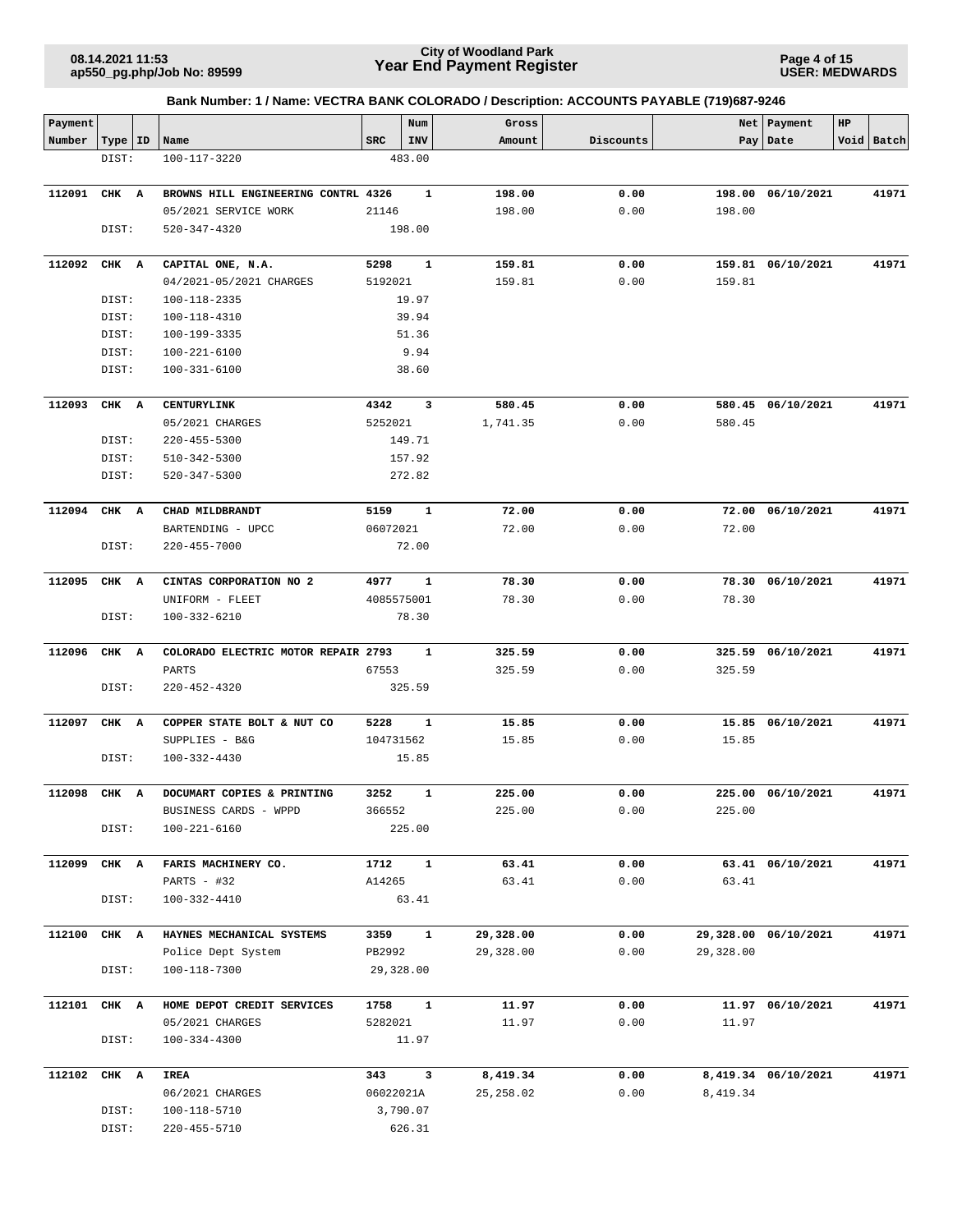**Bank Number: 1 / Name: VECTRA BANK COLORADO / Description: ACCOUNTS PAYABLE (719)687-9246**

| Payment Number | Type | ID | Name | SRC | Num INV | Gross Amount | Discounts | Net Pay | Payment Date | HP Void | Batch |
|---|---|---|---|---|---|---|---|---|---|---|---|
| | DIST: | | 100-117-3220 | | 483.00 | | | | | | |
| **112091** | **CHK** | **A** | **BROWNS HILL ENGINEERING CONTRL** | **4326** | **1** | **198.00** | **0.00** | **198.00** | **06/10/2021** | | **41971** |
| | | | 05/2021 SERVICE WORK | 21146 | | 198.00 | 0.00 | 198.00 | | | |
| | DIST: | | 520-347-4320 | | 198.00 | | | | | | |
| **112092** | **CHK** | **A** | **CAPITAL ONE, N.A.** | **5298** | **1** | **159.81** | **0.00** | **159.81** | **06/10/2021** | | **41971** |
| | | | 04/2021-05/2021 CHARGES | 5192021 | | 159.81 | 0.00 | 159.81 | | | |
| | DIST: | | 100-118-2335 | | 19.97 | | | | | | |
| | DIST: | | 100-118-4310 | | 39.94 | | | | | | |
| | DIST: | | 100-199-3335 | | 51.36 | | | | | | |
| | DIST: | | 100-221-6100 | | 9.94 | | | | | | |
| | DIST: | | 100-331-6100 | | 38.60 | | | | | | |
| **112093** | **CHK** | **A** | **CENTURYLINK** | **4342** | **3** | **580.45** | **0.00** | **580.45** | **06/10/2021** | | **41971** |
| | | | 05/2021 CHARGES | 5252021 | | 1,741.35 | 0.00 | 580.45 | | | |
| | DIST: | | 220-455-5300 | | 149.71 | | | | | | |
| | DIST: | | 510-342-5300 | | 157.92 | | | | | | |
| | DIST: | | 520-347-5300 | | 272.82 | | | | | | |
| **112094** | **CHK** | **A** | **CHAD MILDBRANDT** | **5159** | **1** | **72.00** | **0.00** | **72.00** | **06/10/2021** | | **41971** |
| | | | BARTENDING - UPCC | 06072021 | | 72.00 | 0.00 | 72.00 | | | |
| | DIST: | | 220-455-7000 | | 72.00 | | | | | | |
| **112095** | **CHK** | **A** | **CINTAS CORPORATION NO 2** | **4977** | **1** | **78.30** | **0.00** | **78.30** | **06/10/2021** | | **41971** |
| | | | UNIFORM - FLEET | 4085575001 | | 78.30 | 0.00 | 78.30 | | | |
| | DIST: | | 100-332-6210 | | 78.30 | | | | | | |
| **112096** | **CHK** | **A** | **COLORADO ELECTRIC MOTOR REPAIR** | **2793** | **1** | **325.59** | **0.00** | **325.59** | **06/10/2021** | | **41971** |
| | | | PARTS | 67553 | | 325.59 | 0.00 | 325.59 | | | |
| | DIST: | | 220-452-4320 | | 325.59 | | | | | | |
| **112097** | **CHK** | **A** | **COPPER STATE BOLT & NUT CO** | **5228** | **1** | **15.85** | **0.00** | **15.85** | **06/10/2021** | | **41971** |
| | | | SUPPLIES - B&G | 104731562 | | 15.85 | 0.00 | 15.85 | | | |
| | DIST: | | 100-332-4430 | | 15.85 | | | | | | |
| **112098** | **CHK** | **A** | **DOCUMART COPIES & PRINTING** | **3252** | **1** | **225.00** | **0.00** | **225.00** | **06/10/2021** | | **41971** |
| | | | BUSINESS CARDS - WPPD | 366552 | | 225.00 | 0.00 | 225.00 | | | |
| | DIST: | | 100-221-6160 | | 225.00 | | | | | | |
| **112099** | **CHK** | **A** | **FARIS MACHINERY CO.** | **1712** | **1** | **63.41** | **0.00** | **63.41** | **06/10/2021** | | **41971** |
| | | | PARTS - #32 | A14265 | | 63.41 | 0.00 | 63.41 | | | |
| | DIST: | | 100-332-4410 | | 63.41 | | | | | | |
| **112100** | **CHK** | **A** | **HAYNES MECHANICAL SYSTEMS** | **3359** | **1** | **29,328.00** | **0.00** | **29,328.00** | **06/10/2021** | | **41971** |
| | | | Police Dept System | PB2992 | | 29,328.00 | 0.00 | 29,328.00 | | | |
| | DIST: | | 100-118-7300 | | 29,328.00 | | | | | | |
| **112101** | **CHK** | **A** | **HOME DEPOT CREDIT SERVICES** | **1758** | **1** | **11.97** | **0.00** | **11.97** | **06/10/2021** | | **41971** |
| | | | 05/2021 CHARGES | 5282021 | | 11.97 | 0.00 | 11.97 | | | |
| | DIST: | | 100-334-4300 | | 11.97 | | | | | | |
| **112102** | **CHK** | **A** | **IREA** | **343** | **3** | **8,419.34** | **0.00** | **8,419.34** | **06/10/2021** | | **41971** |
| | | | 06/2021 CHARGES | 06022021A | | 25,258.02 | 0.00 | 8,419.34 | | | |
| | DIST: | | 100-118-5710 | | 3,790.07 | | | | | | |
| | DIST: | | 220-455-5710 | | 626.31 | | | | | | |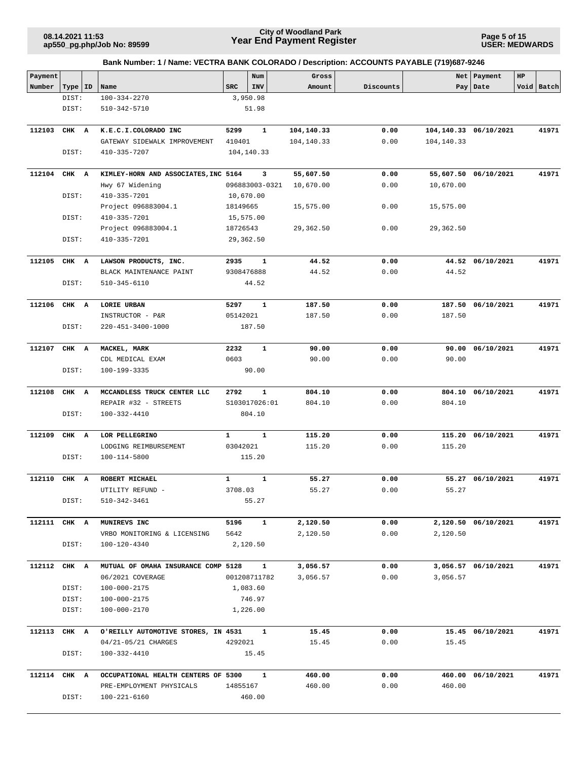**Bank Number: 1 / Name: VECTRA BANK COLORADO / Description: ACCOUNTS PAYABLE (719)687-9246**

| Payment Number | Type | ID | Name | SRC | Num INV | Gross Amount | Discounts | Net Pay | Payment Date | HP Void | Batch |
|---|---|---|---|---|---|---|---|---|---|---|---|
| | DIST: | | 100-334-2270 | 3,950.98 | | | | | | | |
| | DIST: | | 510-342-5710 | 51.98 | | | | | | | |
| **112103** | **CHK** | **A** | **K.E.C.I.COLORADO INC** | **5299** | **1** | **104,140.33** | **0.00** | **104,140.33** | **06/10/2021** | | **41971** |
| | | | GATEWAY SIDEWALK IMPROVEMENT | 410401 | | 104,140.33 | 0.00 | 104,140.33 | | | |
| | DIST: | | 410-335-7207 | 104,140.33 | | | | | | | |
| **112104** | **CHK** | **A** | **KIMLEY-HORN AND ASSOCIATES,INC** | **5164** | **3** | **55,607.50** | **0.00** | **55,607.50** | **06/10/2021** | | **41971** |
| | | | Hwy 67 Widening | 096883003-0321 | | 10,670.00 | 0.00 | 10,670.00 | | | |
| | DIST: | | 410-335-7201 | 10,670.00 | | | | | | | |
| | | | Project 096883004.1 | 18149665 | | 15,575.00 | 0.00 | 15,575.00 | | | |
| | DIST: | | 410-335-7201 | 15,575.00 | | | | | | | |
| | | | Project 096883004.1 | 18726543 | | 29,362.50 | 0.00 | 29,362.50 | | | |
| | DIST: | | 410-335-7201 | 29,362.50 | | | | | | | |
| **112105** | **CHK** | **A** | **LAWSON PRODUCTS, INC.** | **2935** | **1** | **44.52** | **0.00** | **44.52** | **06/10/2021** | | **41971** |
| | | | BLACK MAINTENANCE PAINT | 9308476888 | | 44.52 | 0.00 | 44.52 | | | |
| | DIST: | | 510-345-6110 | 44.52 | | | | | | | |
| **112106** | **CHK** | **A** | **LORIE URBAN** | **5297** | **1** | **187.50** | **0.00** | **187.50** | **06/10/2021** | | **41971** |
| | | | INSTRUCTOR - P&R | 05142021 | | 187.50 | 0.00 | 187.50 | | | |
| | DIST: | | 220-451-3400-1000 | 187.50 | | | | | | | |
| **112107** | **CHK** | **A** | **MACKEL, MARK** | **2232** | **1** | **90.00** | **0.00** | **90.00** | **06/10/2021** | | **41971** |
| | | | CDL MEDICAL EXAM | 0603 | | 90.00 | 0.00 | 90.00 | | | |
| | DIST: | | 100-199-3335 | 90.00 | | | | | | | |
| **112108** | **CHK** | **A** | **MCCANDLESS TRUCK CENTER LLC** | **2792** | **1** | **804.10** | **0.00** | **804.10** | **06/10/2021** | | **41971** |
| | | | REPAIR #32 - STREETS | S103017026:01 | | 804.10 | 0.00 | 804.10 | | | |
| | DIST: | | 100-332-4410 | 804.10 | | | | | | | |
| **112109** | **CHK** | **A** | **LOR PELLEGRINO** | **1** | **1** | **115.20** | **0.00** | **115.20** | **06/10/2021** | | **41971** |
| | | | LODGING REIMBURSEMENT | 03042021 | | 115.20 | 0.00 | 115.20 | | | |
| | DIST: | | 100-114-5800 | 115.20 | | | | | | | |
| **112110** | **CHK** | **A** | **ROBERT MICHAEL** | **1** | **1** | **55.27** | **0.00** | **55.27** | **06/10/2021** | | **41971** |
| | | | UTILITY REFUND - | 3708.03 | | 55.27 | 0.00 | 55.27 | | | |
| | DIST: | | 510-342-3461 | 55.27 | | | | | | | |
| **112111** | **CHK** | **A** | **MUNIREVS INC** | **5196** | **1** | **2,120.50** | **0.00** | **2,120.50** | **06/10/2021** | | **41971** |
| | | | VRBO MONITORING & LICENSING | 5642 | | 2,120.50 | 0.00 | 2,120.50 | | | |
| | DIST: | | 100-120-4340 | 2,120.50 | | | | | | | |
| **112112** | **CHK** | **A** | **MUTUAL OF OMAHA INSURANCE COMP** | **5128** | **1** | **3,056.57** | **0.00** | **3,056.57** | **06/10/2021** | | **41971** |
| | | | 06/2021 COVERAGE | 001208711782 | | 3,056.57 | 0.00 | 3,056.57 | | | |
| | DIST: | | 100-000-2175 | 1,083.60 | | | | | | | |
| | DIST: | | 100-000-2175 | 746.97 | | | | | | | |
| | DIST: | | 100-000-2170 | 1,226.00 | | | | | | | |
| **112113** | **CHK** | **A** | **O'REILLY AUTOMOTIVE STORES, IN** | **4531** | **1** | **15.45** | **0.00** | **15.45** | **06/10/2021** | | **41971** |
| | | | 04/21-05/21 CHARGES | 4292021 | | 15.45 | 0.00 | 15.45 | | | |
| | DIST: | | 100-332-4410 | 15.45 | | | | | | | |
| **112114** | **CHK** | **A** | **OCCUPATIONAL HEALTH CENTERS OF** | **5300** | **1** | **460.00** | **0.00** | **460.00** | **06/10/2021** | | **41971** |
| | | | PRE-EMPLOYMENT PHYSICALS | 14855167 | | 460.00 | 0.00 | 460.00 | | | |
| | DIST: | | 100-221-6160 | 460.00 | | | | | | | |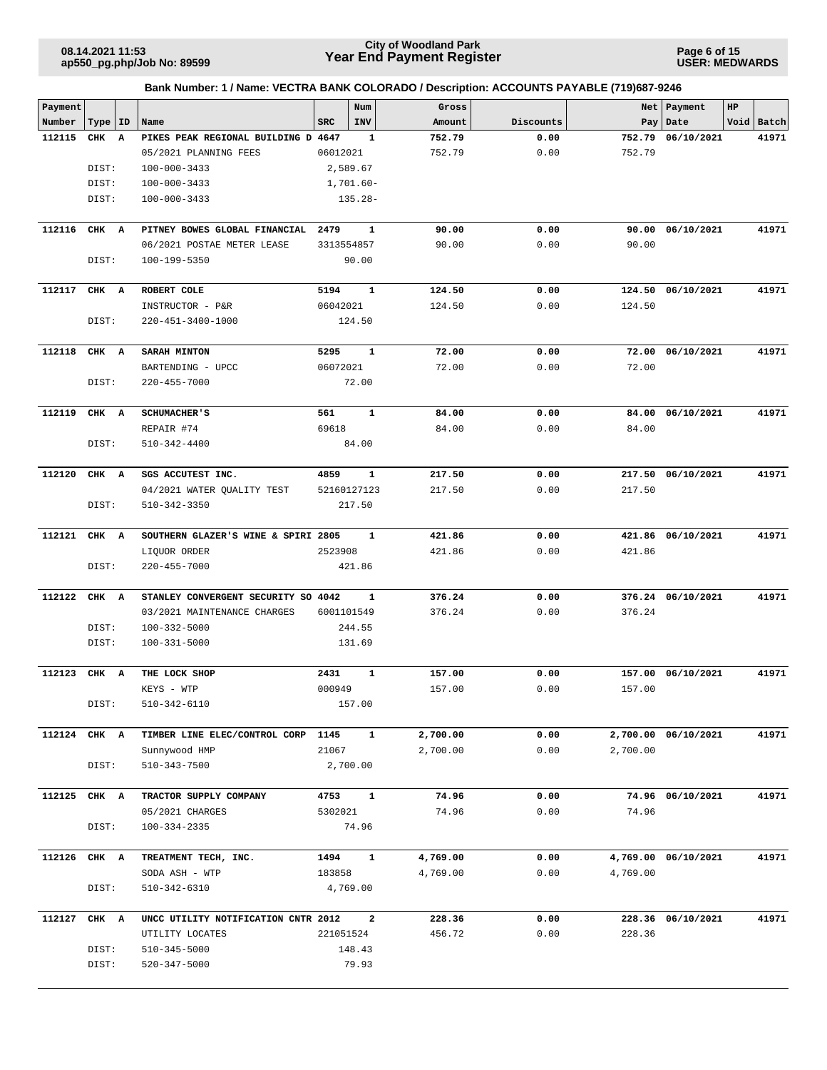# City of Woodland Park
## Year End Payment Register

**Bank Number: 1 / Name: VECTRA BANK COLORADO / Description: ACCOUNTS PAYABLE (719)687-9246**

| Payment Number | Type | ID | Name | SRC | Num INV | Gross Amount | Discounts | Net Pay | Payment Date | HP Void | Batch |
|---|---|---|---|---|---|---|---|---|---|---|---|
| **112115** | **CHK** | **A** | **PIKES PEAK REGIONAL BUILDING D** | **4647** | **1** | **752.79** | **0.00** | **752.79** | **06/10/2021** | | **41971** |
| | | | 05/2021 PLANNING FEES | 06012021 | | 752.79 | 0.00 | 752.79 | | | |
| | DIST: | | 100-000-3433 | 2,589.67 | | | | | | | |
| | DIST: | | 100-000-3433 | 1,701.60- | | | | | | | |
| | DIST: | | 100-000-3433 | 135.28- | | | | | | | |
| **112116** | **CHK** | **A** | **PITNEY BOWES GLOBAL FINANCIAL** | **2479** | **1** | **90.00** | **0.00** | **90.00** | **06/10/2021** | | **41971** |
| | | | 06/2021 POSTAE METER LEASE | 3313554857 | | 90.00 | 0.00 | 90.00 | | | |
| | DIST: | | 100-199-5350 | 90.00 | | | | | | | |
| **112117** | **CHK** | **A** | **ROBERT COLE** | **5194** | **1** | **124.50** | **0.00** | **124.50** | **06/10/2021** | | **41971** |
| | | | INSTRUCTOR - P&R | 06042021 | | 124.50 | 0.00 | 124.50 | | | |
| | DIST: | | 220-451-3400-1000 | 124.50 | | | | | | | |
| **112118** | **CHK** | **A** | **SARAH MINTON** | **5295** | **1** | **72.00** | **0.00** | **72.00** | **06/10/2021** | | **41971** |
| | | | BARTENDING - UPCC | 06072021 | | 72.00 | 0.00 | 72.00 | | | |
| | DIST: | | 220-455-7000 | 72.00 | | | | | | | |
| **112119** | **CHK** | **A** | **SCHUMACHER'S** | **561** | **1** | **84.00** | **0.00** | **84.00** | **06/10/2021** | | **41971** |
| | | | REPAIR #74 | 69618 | | 84.00 | 0.00 | 84.00 | | | |
| | DIST: | | 510-342-4400 | 84.00 | | | | | | | |
| **112120** | **CHK** | **A** | **SGS ACCUTEST INC.** | **4859** | **1** | **217.50** | **0.00** | **217.50** | **06/10/2021** | | **41971** |
| | | | 04/2021 WATER QUALITY TEST | 52160127123 | | 217.50 | 0.00 | 217.50 | | | |
| | DIST: | | 510-342-3350 | 217.50 | | | | | | | |
| **112121** | **CHK** | **A** | **SOUTHERN GLAZER'S WINE & SPIRI** | **2805** | **1** | **421.86** | **0.00** | **421.86** | **06/10/2021** | | **41971** |
| | | | LIQUOR ORDER | 2523908 | | 421.86 | 0.00 | 421.86 | | | |
| | DIST: | | 220-455-7000 | 421.86 | | | | | | | |
| **112122** | **CHK** | **A** | **STANLEY CONVERGENT SECURITY SO** | **4042** | **1** | **376.24** | **0.00** | **376.24** | **06/10/2021** | | **41971** |
| | | | 03/2021 MAINTENANCE CHARGES | 6001101549 | | 376.24 | 0.00 | 376.24 | | | |
| | DIST: | | 100-332-5000 | 244.55 | | | | | | | |
| | DIST: | | 100-331-5000 | 131.69 | | | | | | | |
| **112123** | **CHK** | **A** | **THE LOCK SHOP** | **2431** | **1** | **157.00** | **0.00** | **157.00** | **06/10/2021** | | **41971** |
| | | | KEYS - WTP | 000949 | | 157.00 | 0.00 | 157.00 | | | |
| | DIST: | | 510-342-6110 | 157.00 | | | | | | | |
| **112124** | **CHK** | **A** | **TIMBER LINE ELEC/CONTROL CORP** | **1145** | **1** | **2,700.00** | **0.00** | **2,700.00** | **06/10/2021** | | **41971** |
| | | | Sunnywood HMP | 21067 | | 2,700.00 | 0.00 | 2,700.00 | | | |
| | DIST: | | 510-343-7500 | 2,700.00 | | | | | | | |
| **112125** | **CHK** | **A** | **TRACTOR SUPPLY COMPANY** | **4753** | **1** | **74.96** | **0.00** | **74.96** | **06/10/2021** | | **41971** |
| | | | 05/2021 CHARGES | 5302021 | | 74.96 | 0.00 | 74.96 | | | |
| | DIST: | | 100-334-2335 | 74.96 | | | | | | | |
| **112126** | **CHK** | **A** | **TREATMENT TECH, INC.** | **1494** | **1** | **4,769.00** | **0.00** | **4,769.00** | **06/10/2021** | | **41971** |
| | | | SODA ASH - WTP | 183858 | | 4,769.00 | 0.00 | 4,769.00 | | | |
| | DIST: | | 510-342-6310 | 4,769.00 | | | | | | | |
| **112127** | **CHK** | **A** | **UNCC UTILITY NOTIFICATION CNTR** | **2012** | **2** | **228.36** | **0.00** | **228.36** | **06/10/2021** | | **41971** |
| | | | UTILITY LOCATES | 221051524 | | 456.72 | 0.00 | 228.36 | | | |
| | DIST: | | 510-345-5000 | 148.43 | | | | | | | |
| | DIST: | | 520-347-5000 | 79.93 | | | | | | | |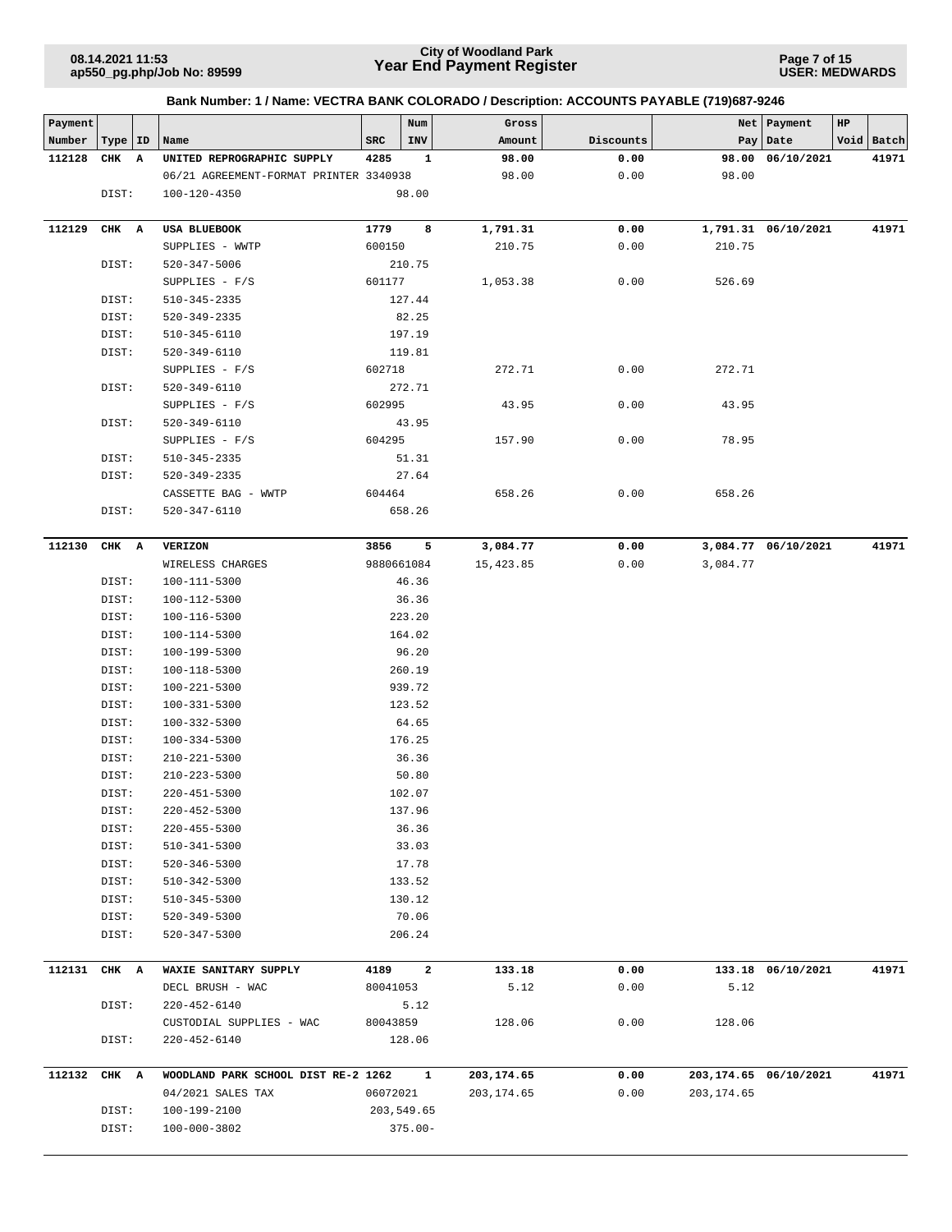**City of Woodland Park**
**Year End Payment Register**

08.14.2021 11:53
ap550_pg.php/Job No: 89599

USER: MEDWARDS

## Bank Number: 1 / Name: VECTRA BANK COLORADO / Description: ACCOUNTS PAYABLE (719)687-9246

| Payment Number | Type | ID | Name | SRC | Num INV | Gross Amount | Discounts | Net Pay | Payment Date | HP Void | Batch |
|---|---|---|---|---|---|---|---|---|---|---|---|
| **112128** | **CHK** | **A** | **UNITED REPROGRAPHIC SUPPLY** | **4285** | **1** | **98.00** | **0.00** | **98.00** | **06/10/2021** | | **41971** |
| | | | 06/21 AGREEMENT-FORMAT PRINTER | 3340938 | | 98.00 | 0.00 | 98.00 | | | |
| | DIST: | | 100-120-4350 | | 98.00 | | | | | | |
| **112129** | **CHK** | **A** | **USA BLUEBOOK** | **1779** | **8** | **1,791.31** | **0.00** | **1,791.31** | **06/10/2021** | | **41971** |
| | | | SUPPLIES - WWTP | 600150 | | 210.75 | 0.00 | 210.75 | | | |
| | DIST: | | 520-347-5006 | | 210.75 | | | | | | |
| | | | SUPPLIES - F/S | 601177 | | 1,053.38 | 0.00 | 526.69 | | | |
| | DIST: | | 510-345-2335 | | 127.44 | | | | | | |
| | DIST: | | 520-349-2335 | | 82.25 | | | | | | |
| | DIST: | | 510-345-6110 | | 197.19 | | | | | | |
| | DIST: | | 520-349-6110 | | 119.81 | | | | | | |
| | | | SUPPLIES - F/S | 602718 | | 272.71 | 0.00 | 272.71 | | | |
| | DIST: | | 520-349-6110 | | 272.71 | | | | | | |
| | | | SUPPLIES - F/S | 602995 | | 43.95 | 0.00 | 43.95 | | | |
| | DIST: | | 520-349-6110 | | 43.95 | | | | | | |
| | | | SUPPLIES - F/S | 604295 | | 157.90 | 0.00 | 78.95 | | | |
| | DIST: | | 510-345-2335 | | 51.31 | | | | | | |
| | DIST: | | 520-349-2335 | | 27.64 | | | | | | |
| | | | CASSETTE BAG - WWTP | 604464 | | 658.26 | 0.00 | 658.26 | | | |
| | DIST: | | 520-347-6110 | | 658.26 | | | | | | |
| **112130** | **CHK** | **A** | **VERIZON** | **3856** | **5** | **3,084.77** | **0.00** | **3,084.77** | **06/10/2021** | | **41971** |
| | | | WIRELESS CHARGES | 9880661084 | | 15,423.85 | 0.00 | 3,084.77 | | | |
| | DIST: | | 100-111-5300 | | 46.36 | | | | | | |
| | DIST: | | 100-112-5300 | | 36.36 | | | | | | |
| | DIST: | | 100-116-5300 | | 223.20 | | | | | | |
| | DIST: | | 100-114-5300 | | 164.02 | | | | | | |
| | DIST: | | 100-199-5300 | | 96.20 | | | | | | |
| | DIST: | | 100-118-5300 | | 260.19 | | | | | | |
| | DIST: | | 100-221-5300 | | 939.72 | | | | | | |
| | DIST: | | 100-331-5300 | | 123.52 | | | | | | |
| | DIST: | | 100-332-5300 | | 64.65 | | | | | | |
| | DIST: | | 100-334-5300 | | 176.25 | | | | | | |
| | DIST: | | 210-221-5300 | | 36.36 | | | | | | |
| | DIST: | | 210-223-5300 | | 50.80 | | | | | | |
| | DIST: | | 220-451-5300 | | 102.07 | | | | | | |
| | DIST: | | 220-452-5300 | | 137.96 | | | | | | |
| | DIST: | | 220-455-5300 | | 36.36 | | | | | | |
| | DIST: | | 510-341-5300 | | 33.03 | | | | | | |
| | DIST: | | 520-346-5300 | | 17.78 | | | | | | |
| | DIST: | | 510-342-5300 | | 133.52 | | | | | | |
| | DIST: | | 510-345-5300 | | 130.12 | | | | | | |
| | DIST: | | 520-349-5300 | | 70.06 | | | | | | |
| | DIST: | | 520-347-5300 | | 206.24 | | | | | | |
| **112131** | **CHK** | **A** | **WAXIE SANITARY SUPPLY** | **4189** | **2** | **133.18** | **0.00** | **133.18** | **06/10/2021** | | **41971** |
| | | | DECL BRUSH - WAC | 80041053 | | 5.12 | 0.00 | 5.12 | | | |
| | DIST: | | 220-452-6140 | | 5.12 | | | | | | |
| | | | CUSTODIAL SUPPLIES - WAC | 80043859 | | 128.06 | 0.00 | 128.06 | | | |
| | DIST: | | 220-452-6140 | | 128.06 | | | | | | |
| **112132** | **CHK** | **A** | **WOODLAND PARK SCHOOL DIST RE-2** | **1262** | **1** | **203,174.65** | **0.00** | **203,174.65** | **06/10/2021** | | **41971** |
| | | | 04/2021 SALES TAX | 06072021 | | 203,174.65 | 0.00 | 203,174.65 | | | |
| | DIST: | | 100-199-2100 | | 203,549.65 | | | | | | |
| | DIST: | | 100-000-3802 | | 375.00- | | | | | | |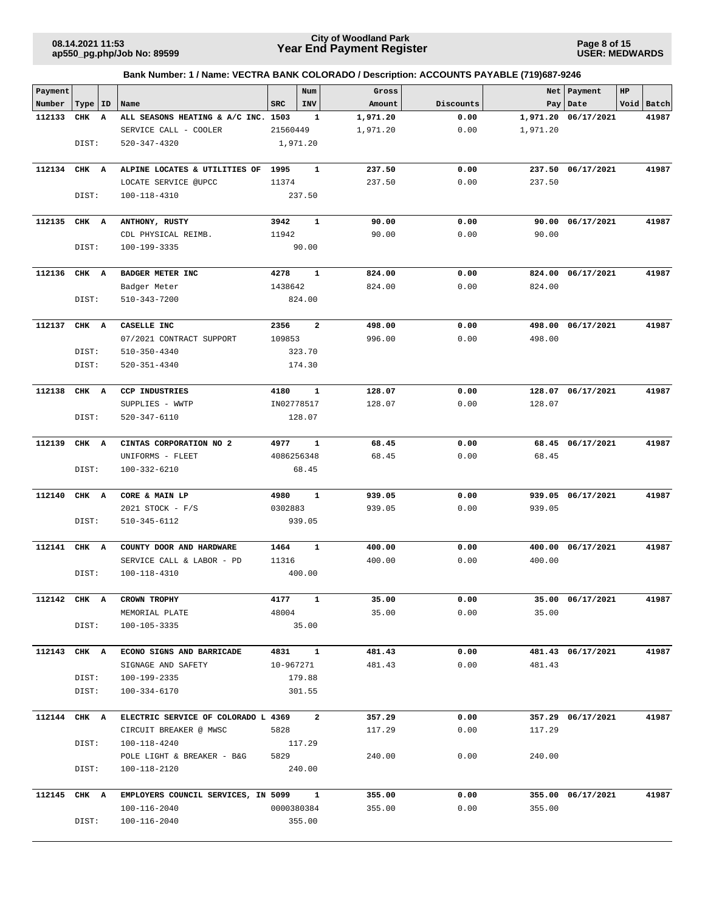# City of Woodland Park
## Year End Payment Register

**Bank Number: 1 / Name: VECTRA BANK COLORADO / Description: ACCOUNTS PAYABLE (719)687-9246**

| Payment Number | Type | ID | Name | SRC | Num INV | Gross Amount | Discounts | Net Pay | Payment Date | HP Void | Batch |
|---|---|---|---|---|---|---|---|---|---|---|---|
| **112133** | **CHK** | **A** | **ALL SEASONS HEATING & A/C INC.** | **1503** | **1** | **1,971.20** | **0.00** | **1,971.20** | **06/17/2021** | | **41987** |
| | | | SERVICE CALL - COOLER | 21560449 | | 1,971.20 | 0.00 | 1,971.20 | | | |
| | DIST: | | 520-347-4320 | | 1,971.20 | | | | | | |
| **112134** | **CHK** | **A** | **ALPINE LOCATES & UTILITIES OF** | **1995** | **1** | **237.50** | **0.00** | **237.50** | **06/17/2021** | | **41987** |
| | | | LOCATE SERVICE @UPCC | 11374 | | 237.50 | 0.00 | 237.50 | | | |
| | DIST: | | 100-118-4310 | | 237.50 | | | | | | |
| **112135** | **CHK** | **A** | **ANTHONY, RUSTY** | **3942** | **1** | **90.00** | **0.00** | **90.00** | **06/17/2021** | | **41987** |
| | | | CDL PHYSICAL REIMB. | 11942 | | 90.00 | 0.00 | 90.00 | | | |
| | DIST: | | 100-199-3335 | | 90.00 | | | | | | |
| **112136** | **CHK** | **A** | **BADGER METER INC** | **4278** | **1** | **824.00** | **0.00** | **824.00** | **06/17/2021** | | **41987** |
| | | | Badger Meter | 1438642 | | 824.00 | 0.00 | 824.00 | | | |
| | DIST: | | 510-343-7200 | | 824.00 | | | | | | |
| **112137** | **CHK** | **A** | **CASELLE INC** | **2356** | **2** | **498.00** | **0.00** | **498.00** | **06/17/2021** | | **41987** |
| | | | 07/2021 CONTRACT SUPPORT | 109853 | | 996.00 | 0.00 | 498.00 | | | |
| | DIST: | | 510-350-4340 | | 323.70 | | | | | | |
| | DIST: | | 520-351-4340 | | 174.30 | | | | | | |
| **112138** | **CHK** | **A** | **CCP INDUSTRIES** | **4180** | **1** | **128.07** | **0.00** | **128.07** | **06/17/2021** | | **41987** |
| | | | SUPPLIES - WWTP | IN02778517 | | 128.07 | 0.00 | 128.07 | | | |
| | DIST: | | 520-347-6110 | | 128.07 | | | | | | |
| **112139** | **CHK** | **A** | **CINTAS CORPORATION NO 2** | **4977** | **1** | **68.45** | **0.00** | **68.45** | **06/17/2021** | | **41987** |
| | | | UNIFORMS - FLEET | 4086256348 | | 68.45 | 0.00 | 68.45 | | | |
| | DIST: | | 100-332-6210 | | 68.45 | | | | | | |
| **112140** | **CHK** | **A** | **CORE & MAIN LP** | **4980** | **1** | **939.05** | **0.00** | **939.05** | **06/17/2021** | | **41987** |
| | | | 2021 STOCK - F/S | 0302883 | | 939.05 | 0.00 | 939.05 | | | |
| | DIST: | | 510-345-6112 | | 939.05 | | | | | | |
| **112141** | **CHK** | **A** | **COUNTY DOOR AND HARDWARE** | **1464** | **1** | **400.00** | **0.00** | **400.00** | **06/17/2021** | | **41987** |
| | | | SERVICE CALL & LABOR - PD | 11316 | | 400.00 | 0.00 | 400.00 | | | |
| | DIST: | | 100-118-4310 | | 400.00 | | | | | | |
| **112142** | **CHK** | **A** | **CROWN TROPHY** | **4177** | **1** | **35.00** | **0.00** | **35.00** | **06/17/2021** | | **41987** |
| | | | MEMORIAL PLATE | 48004 | | 35.00 | 0.00 | 35.00 | | | |
| | DIST: | | 100-105-3335 | | 35.00 | | | | | | |
| **112143** | **CHK** | **A** | **ECONO SIGNS AND BARRICADE** | **4831** | **1** | **481.43** | **0.00** | **481.43** | **06/17/2021** | | **41987** |
| | | | SIGNAGE AND SAFETY | 10-967271 | | 481.43 | 0.00 | 481.43 | | | |
| | DIST: | | 100-199-2335 | | 179.88 | | | | | | |
| | DIST: | | 100-334-6170 | | 301.55 | | | | | | |
| **112144** | **CHK** | **A** | **ELECTRIC SERVICE OF COLORADO L** | **4369** | **2** | **357.29** | **0.00** | **357.29** | **06/17/2021** | | **41987** |
| | | | CIRCUIT BREAKER @ MWSC | 5828 | | 117.29 | 0.00 | 117.29 | | | |
| | DIST: | | 100-118-4240 | | 117.29 | | | | | | |
| | | | POLE LIGHT & BREAKER - B&G | 5829 | | 240.00 | 0.00 | 240.00 | | | |
| | DIST: | | 100-118-2120 | | 240.00 | | | | | | |
| **112145** | **CHK** | **A** | **EMPLOYERS COUNCIL SERVICES, IN** | **5099** | **1** | **355.00** | **0.00** | **355.00** | **06/17/2021** | | **41987** |
| | | | 100-116-2040 | 0000380384 | | 355.00 | 0.00 | 355.00 | | | |
| | DIST: | | 100-116-2040 | | 355.00 | | | | | | |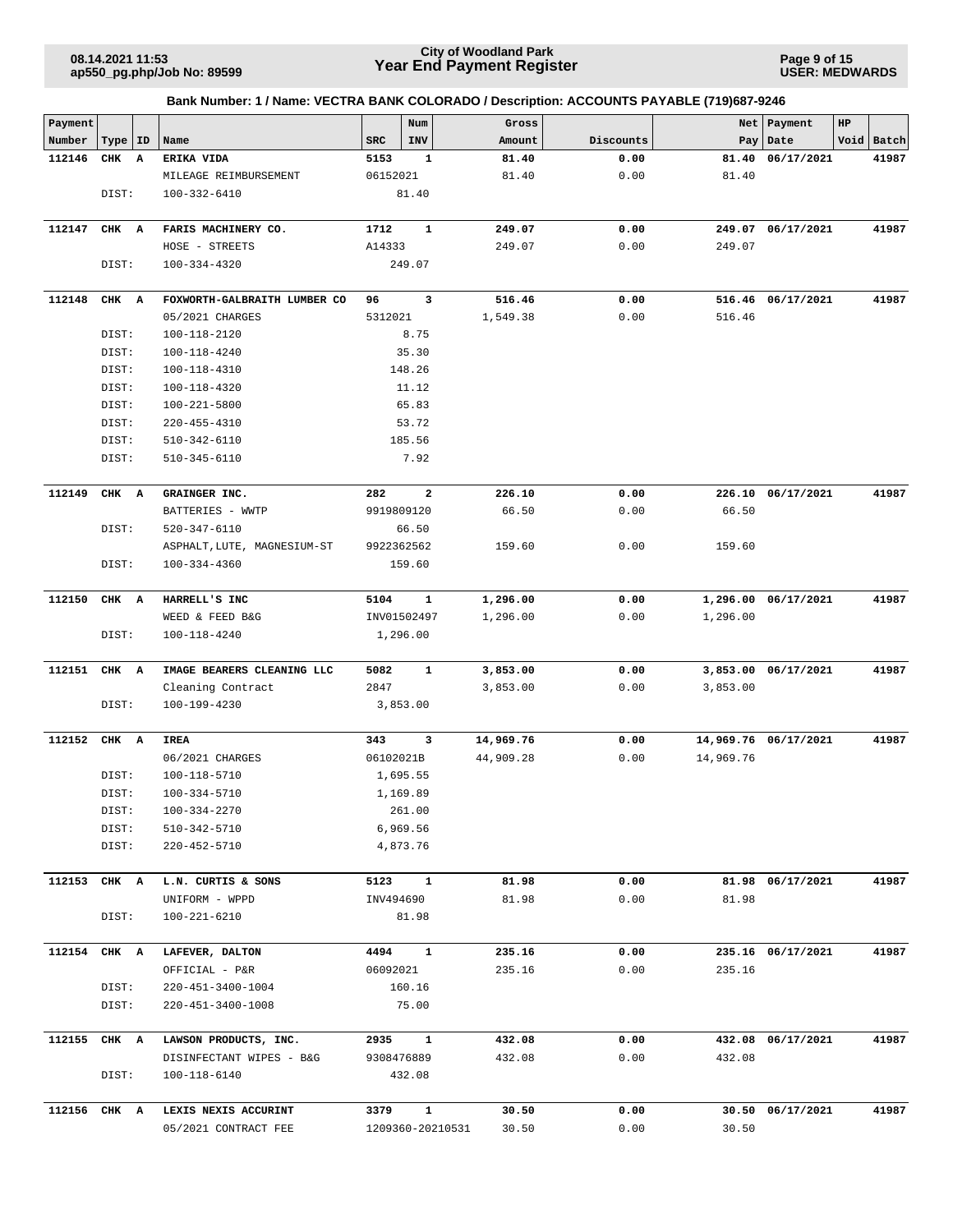**City of Woodland Park**
**Year End Payment Register**

08.14.2021 11:53
ap550_pg.php/Job No: 89599

USER: MEDWARDS

### Bank Number: 1 / Name: VECTRA BANK COLORADO / Description: ACCOUNTS PAYABLE (719)687-9246

| Payment Number | Type | ID | Name | SRC | Num INV | Gross Amount | Discounts | Net Pay | Payment Date | HP Void | Batch |
|---|---|---|---|---|---|---|---|---|---|---|---|
| **112146** | **CHK** | **A** | **ERIKA VIDA** | **5153** | **1** | **81.40** | **0.00** | **81.40** | **06/17/2021** | | **41987** |
| | | | MILEAGE REIMBURSEMENT | 06152021 | | 81.40 | 0.00 | 81.40 | | | |
| | DIST: | | 100-332-6410 | | 81.40 | | | | | | |
| **112147** | **CHK** | **A** | **FARIS MACHINERY CO.** | **1712** | **1** | **249.07** | **0.00** | **249.07** | **06/17/2021** | | **41987** |
| | | | HOSE - STREETS | A14333 | | 249.07 | 0.00 | 249.07 | | | |
| | DIST: | | 100-334-4320 | | 249.07 | | | | | | |
| **112148** | **CHK** | **A** | **FOXWORTH-GALBRAITH LUMBER CO** | **96** | **3** | **516.46** | **0.00** | **516.46** | **06/17/2021** | | **41987** |
| | | | 05/2021 CHARGES | 5312021 | | 1,549.38 | 0.00 | 516.46 | | | |
| | DIST: | | 100-118-2120 | | 8.75 | | | | | | |
| | DIST: | | 100-118-4240 | | 35.30 | | | | | | |
| | DIST: | | 100-118-4310 | | 148.26 | | | | | | |
| | DIST: | | 100-118-4320 | | 11.12 | | | | | | |
| | DIST: | | 100-221-5800 | | 65.83 | | | | | | |
| | DIST: | | 220-455-4310 | | 53.72 | | | | | | |
| | DIST: | | 510-342-6110 | | 185.56 | | | | | | |
| | DIST: | | 510-345-6110 | | 7.92 | | | | | | |
| **112149** | **CHK** | **A** | **GRAINGER INC.** | **282** | **2** | **226.10** | **0.00** | **226.10** | **06/17/2021** | | **41987** |
| | | | BATTERIES - WWTP | 9919809120 | | 66.50 | 0.00 | 66.50 | | | |
| | DIST: | | 520-347-6110 | | 66.50 | | | | | | |
| | | | ASPHALT,LUTE, MAGNESIUM-ST | 9922362562 | | 159.60 | 0.00 | 159.60 | | | |
| | DIST: | | 100-334-4360 | | 159.60 | | | | | | |
| **112150** | **CHK** | **A** | **HARRELL'S INC** | **5104** | **1** | **1,296.00** | **0.00** | **1,296.00** | **06/17/2021** | | **41987** |
| | | | WEED & FEED B&G | INV01502497 | | 1,296.00 | 0.00 | 1,296.00 | | | |
| | DIST: | | 100-118-4240 | | 1,296.00 | | | | | | |
| **112151** | **CHK** | **A** | **IMAGE BEARERS CLEANING LLC** | **5082** | **1** | **3,853.00** | **0.00** | **3,853.00** | **06/17/2021** | | **41987** |
| | | | Cleaning Contract | 2847 | | 3,853.00 | 0.00 | 3,853.00 | | | |
| | DIST: | | 100-199-4230 | | 3,853.00 | | | | | | |
| **112152** | **CHK** | **A** | **IREA** | **343** | **3** | **14,969.76** | **0.00** | **14,969.76** | **06/17/2021** | | **41987** |
| | | | 06/2021 CHARGES | 06102021B | | 44,909.28 | 0.00 | 14,969.76 | | | |
| | DIST: | | 100-118-5710 | | 1,695.55 | | | | | | |
| | DIST: | | 100-334-5710 | | 1,169.89 | | | | | | |
| | DIST: | | 100-334-2270 | | 261.00 | | | | | | |
| | DIST: | | 510-342-5710 | | 6,969.56 | | | | | | |
| | DIST: | | 220-452-5710 | | 4,873.76 | | | | | | |
| **112153** | **CHK** | **A** | **L.N. CURTIS & SONS** | **5123** | **1** | **81.98** | **0.00** | **81.98** | **06/17/2021** | | **41987** |
| | | | UNIFORM - WPPD | INV494690 | | 81.98 | 0.00 | 81.98 | | | |
| | DIST: | | 100-221-6210 | | 81.98 | | | | | | |
| **112154** | **CHK** | **A** | **LAFEVER, DALTON** | **4494** | **1** | **235.16** | **0.00** | **235.16** | **06/17/2021** | | **41987** |
| | | | OFFICIAL - P&R | 06092021 | | 235.16 | 0.00 | 235.16 | | | |
| | DIST: | | 220-451-3400-1004 | | 160.16 | | | | | | |
| | DIST: | | 220-451-3400-1008 | | 75.00 | | | | | | |
| **112155** | **CHK** | **A** | **LAWSON PRODUCTS, INC.** | **2935** | **1** | **432.08** | **0.00** | **432.08** | **06/17/2021** | | **41987** |
| | | | DISINFECTANT WIPES - B&G | 9308476889 | | 432.08 | 0.00 | 432.08 | | | |
| | DIST: | | 100-118-6140 | | 432.08 | | | | | | |
| **112156** | **CHK** | **A** | **LEXIS NEXIS ACCURINT** | **3379** | **1** | **30.50** | **0.00** | **30.50** | **06/17/2021** | | **41987** |
| | | | 05/2021 CONTRACT FEE | 1209360-20210531 | | 30.50 | 0.00 | 30.50 | | | |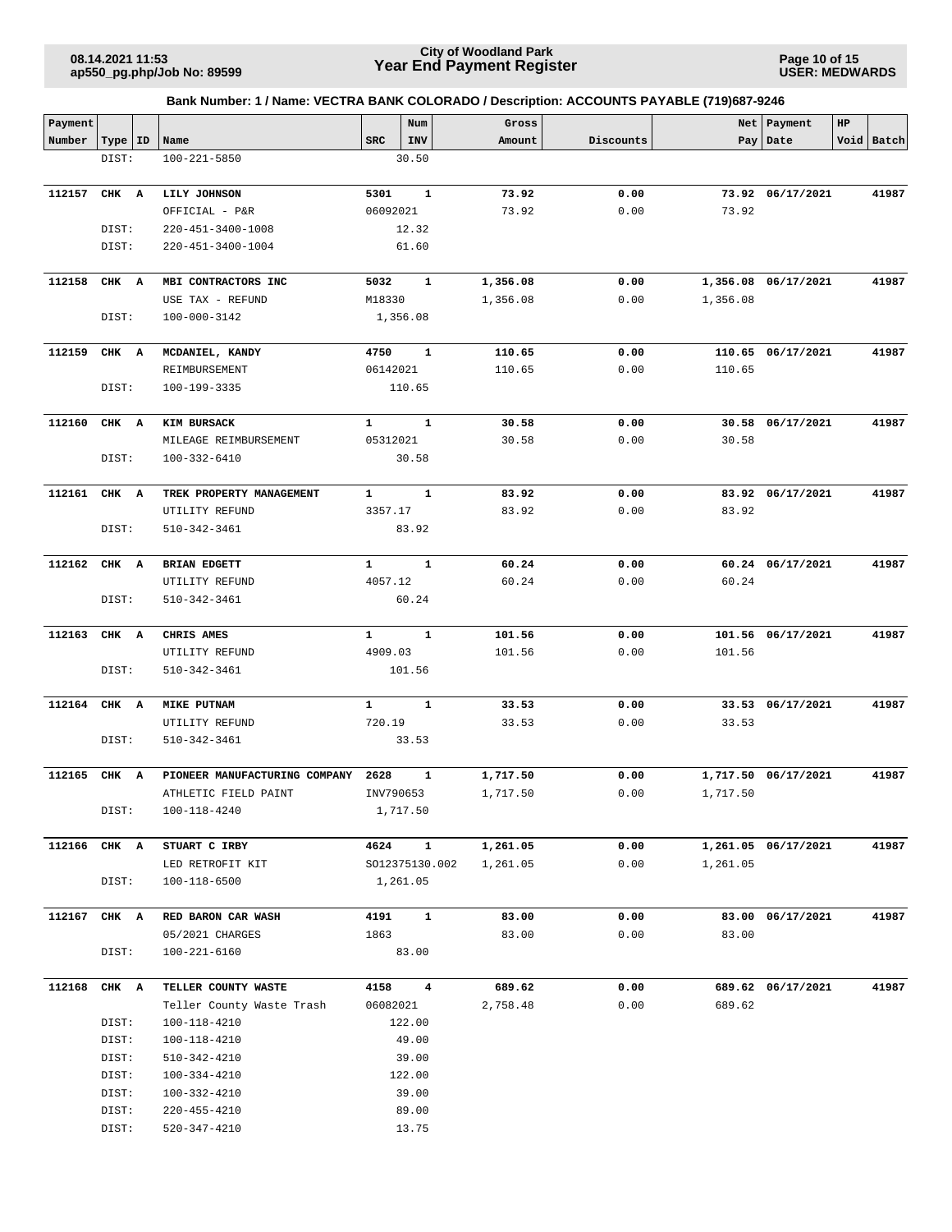**Bank Number: 1 / Name: VECTRA BANK COLORADO / Description: ACCOUNTS PAYABLE (719)687-9246**

| Payment Number | Type | ID | Name | SRC | Num INV | Gross Amount | Discounts | Net Pay | Payment Date | HP Void | Batch |
|---|---|---|---|---|---|---|---|---|---|---|---|
| | DIST: | | 100-221-5850 | | 30.50 | | | | | | |
| **112157** | **CHK** | **A** | **LILY JOHNSON** | **5301** | **1** | **73.92** | **0.00** | **73.92** | **06/17/2021** | | **41987** |
| | | | OFFICIAL - P&R | 06092021 | | 73.92 | 0.00 | 73.92 | | | |
| | DIST: | | 220-451-3400-1008 | | 12.32 | | | | | | |
| | DIST: | | 220-451-3400-1004 | | 61.60 | | | | | | |
| **112158** | **CHK** | **A** | **MBI CONTRACTORS INC** | **5032** | **1** | **1,356.08** | **0.00** | **1,356.08** | **06/17/2021** | | **41987** |
| | | | USE TAX - REFUND | M18330 | | 1,356.08 | 0.00 | 1,356.08 | | | |
| | DIST: | | 100-000-3142 | | 1,356.08 | | | | | | |
| **112159** | **CHK** | **A** | **MCDANIEL, KANDY** | **4750** | **1** | **110.65** | **0.00** | **110.65** | **06/17/2021** | | **41987** |
| | | | REIMBURSEMENT | 06142021 | | 110.65 | 0.00 | 110.65 | | | |
| | DIST: | | 100-199-3335 | | 110.65 | | | | | | |
| **112160** | **CHK** | **A** | **KIM BURSACK** | **1** | **1** | **30.58** | **0.00** | **30.58** | **06/17/2021** | | **41987** |
| | | | MILEAGE REIMBURSEMENT | 05312021 | | 30.58 | 0.00 | 30.58 | | | |
| | DIST: | | 100-332-6410 | | 30.58 | | | | | | |
| **112161** | **CHK** | **A** | **TREK PROPERTY MANAGEMENT** | **1** | **1** | **83.92** | **0.00** | **83.92** | **06/17/2021** | | **41987** |
| | | | UTILITY REFUND | 3357.17 | | 83.92 | 0.00 | 83.92 | | | |
| | DIST: | | 510-342-3461 | | 83.92 | | | | | | |
| **112162** | **CHK** | **A** | **BRIAN EDGETT** | **1** | **1** | **60.24** | **0.00** | **60.24** | **06/17/2021** | | **41987** |
| | | | UTILITY REFUND | 4057.12 | | 60.24 | 0.00 | 60.24 | | | |
| | DIST: | | 510-342-3461 | | 60.24 | | | | | | |
| **112163** | **CHK** | **A** | **CHRIS AMES** | **1** | **1** | **101.56** | **0.00** | **101.56** | **06/17/2021** | | **41987** |
| | | | UTILITY REFUND | 4909.03 | | 101.56 | 0.00 | 101.56 | | | |
| | DIST: | | 510-342-3461 | | 101.56 | | | | | | |
| **112164** | **CHK** | **A** | **MIKE PUTNAM** | **1** | **1** | **33.53** | **0.00** | **33.53** | **06/17/2021** | | **41987** |
| | | | UTILITY REFUND | 720.19 | | 33.53 | 0.00 | 33.53 | | | |
| | DIST: | | 510-342-3461 | | 33.53 | | | | | | |
| **112165** | **CHK** | **A** | **PIONEER MANUFACTURING COMPANY** | **2628** | **1** | **1,717.50** | **0.00** | **1,717.50** | **06/17/2021** | | **41987** |
| | | | ATHLETIC FIELD PAINT | INV790653 | | 1,717.50 | 0.00 | 1,717.50 | | | |
| | DIST: | | 100-118-4240 | | 1,717.50 | | | | | | |
| **112166** | **CHK** | **A** | **STUART C IRBY** | **4624** | **1** | **1,261.05** | **0.00** | **1,261.05** | **06/17/2021** | | **41987** |
| | | | LED RETROFIT KIT | SO12375130.002 | | 1,261.05 | 0.00 | 1,261.05 | | | |
| | DIST: | | 100-118-6500 | | 1,261.05 | | | | | | |
| **112167** | **CHK** | **A** | **RED BARON CAR WASH** | **4191** | **1** | **83.00** | **0.00** | **83.00** | **06/17/2021** | | **41987** |
| | | | 05/2021 CHARGES | 1863 | | 83.00 | 0.00 | 83.00 | | | |
| | DIST: | | 100-221-6160 | | 83.00 | | | | | | |
| **112168** | **CHK** | **A** | **TELLER COUNTY WASTE** | **4158** | **4** | **689.62** | **0.00** | **689.62** | **06/17/2021** | | **41987** |
| | | | Teller County Waste Trash | 06082021 | | 2,758.48 | 0.00 | 689.62 | | | |
| | DIST: | | 100-118-4210 | | 122.00 | | | | | | |
| | DIST: | | 100-118-4210 | | 49.00 | | | | | | |
| | DIST: | | 510-342-4210 | | 39.00 | | | | | | |
| | DIST: | | 100-334-4210 | | 122.00 | | | | | | |
| | DIST: | | 100-332-4210 | | 39.00 | | | | | | |
| | DIST: | | 220-455-4210 | | 89.00 | | | | | | |
| | DIST: | | 520-347-4210 | | 13.75 | | | | | | |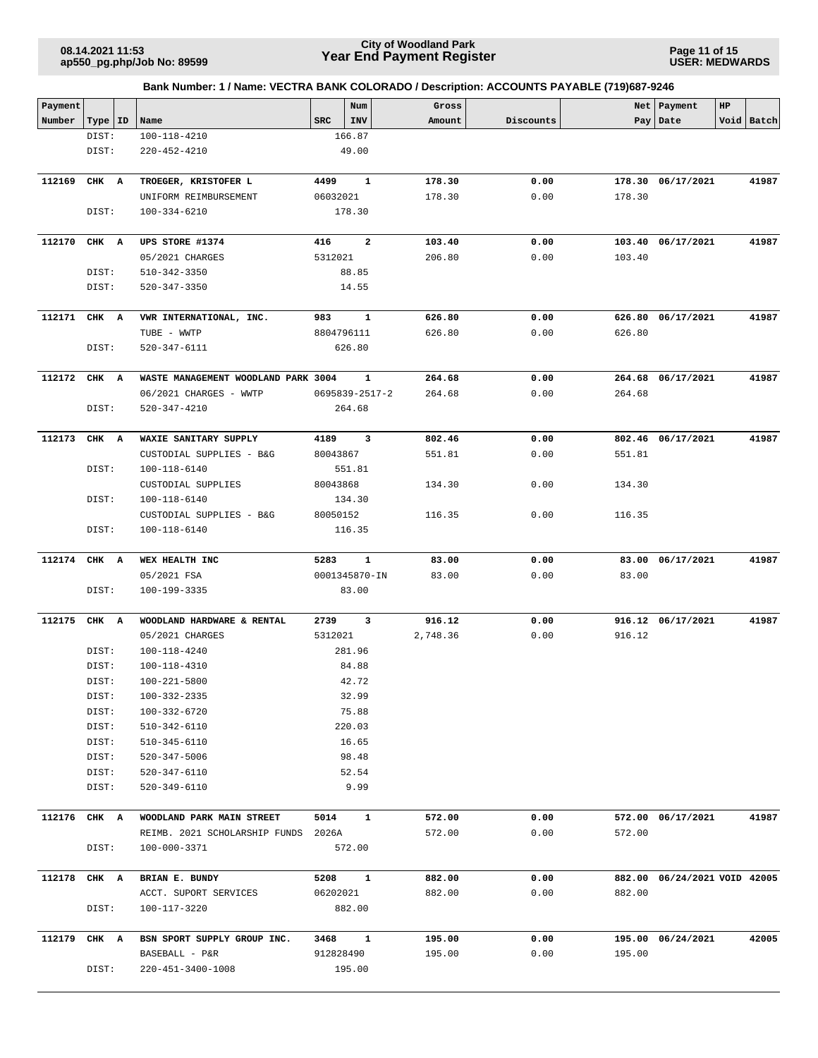**City of Woodland Park**
**Year End Payment Register**

**Bank Number: 1 / Name: VECTRA BANK COLORADO / Description: ACCOUNTS PAYABLE (719)687-9246**

| Payment Number | Type | ID | Name | SRC | Num INV | Gross Amount | Discounts | Net Pay | Payment Date | HP Void | Batch |
|---|---|---|---|---|---|---|---|---|---|---|---|
| | DIST: | | 100-118-4210 | | 166.87 | | | | | | |
| | DIST: | | 220-452-4210 | | 49.00 | | | | | | |
| **112169** | **CHK** | **A** | **TROEGER, KRISTOFER L** | **4499** | **1** | **178.30** | **0.00** | **178.30** | **06/17/2021** | | **41987** |
| | | | UNIFORM REIMBURSEMENT | 06032021 | | 178.30 | 0.00 | 178.30 | | | |
| | DIST: | | 100-334-6210 | | 178.30 | | | | | | |
| **112170** | **CHK** | **A** | **UPS STORE #1374** | **416** | **2** | **103.40** | **0.00** | **103.40** | **06/17/2021** | | **41987** |
| | | | 05/2021 CHARGES | 5312021 | | 206.80 | 0.00 | 103.40 | | | |
| | DIST: | | 510-342-3350 | | 88.85 | | | | | | |
| | DIST: | | 520-347-3350 | | 14.55 | | | | | | |
| **112171** | **CHK** | **A** | **VWR INTERNATIONAL, INC.** | **983** | **1** | **626.80** | **0.00** | **626.80** | **06/17/2021** | | **41987** |
| | | | TUBE - WWTP | 8804796111 | | 626.80 | 0.00 | 626.80 | | | |
| | DIST: | | 520-347-6111 | | 626.80 | | | | | | |
| **112172** | **CHK** | **A** | **WASTE MANAGEMENT WOODLAND PARK** | **3004** | **1** | **264.68** | **0.00** | **264.68** | **06/17/2021** | | **41987** |
| | | | 06/2021 CHARGES - WWTP | 0695839-2517-2 | | 264.68 | 0.00 | 264.68 | | | |
| | DIST: | | 520-347-4210 | | 264.68 | | | | | | |
| **112173** | **CHK** | **A** | **WAXIE SANITARY SUPPLY** | **4189** | **3** | **802.46** | **0.00** | **802.46** | **06/17/2021** | | **41987** |
| | | | CUSTODIAL SUPPLIES - B&G | 80043867 | | 551.81 | 0.00 | 551.81 | | | |
| | DIST: | | 100-118-6140 | | 551.81 | | | | | | |
| | | | CUSTODIAL SUPPLIES | 80043868 | | 134.30 | 0.00 | 134.30 | | | |
| | DIST: | | 100-118-6140 | | 134.30 | | | | | | |
| | | | CUSTODIAL SUPPLIES - B&G | 80050152 | | 116.35 | 0.00 | 116.35 | | | |
| | DIST: | | 100-118-6140 | | 116.35 | | | | | | |
| **112174** | **CHK** | **A** | **WEX HEALTH INC** | **5283** | **1** | **83.00** | **0.00** | **83.00** | **06/17/2021** | | **41987** |
| | | | 05/2021 FSA | 0001345870-IN | | 83.00 | 0.00 | 83.00 | | | |
| | DIST: | | 100-199-3335 | | 83.00 | | | | | | |
| **112175** | **CHK** | **A** | **WOODLAND HARDWARE & RENTAL** | **2739** | **3** | **916.12** | **0.00** | **916.12** | **06/17/2021** | | **41987** |
| | | | 05/2021 CHARGES | 5312021 | | 2,748.36 | 0.00 | 916.12 | | | |
| | DIST: | | 100-118-4240 | | 281.96 | | | | | | |
| | DIST: | | 100-118-4310 | | 84.88 | | | | | | |
| | DIST: | | 100-221-5800 | | 42.72 | | | | | | |
| | DIST: | | 100-332-2335 | | 32.99 | | | | | | |
| | DIST: | | 100-332-6720 | | 75.88 | | | | | | |
| | DIST: | | 510-342-6110 | | 220.03 | | | | | | |
| | DIST: | | 510-345-6110 | | 16.65 | | | | | | |
| | DIST: | | 520-347-5006 | | 98.48 | | | | | | |
| | DIST: | | 520-347-6110 | | 52.54 | | | | | | |
| | DIST: | | 520-349-6110 | | 9.99 | | | | | | |
| **112176** | **CHK** | **A** | **WOODLAND PARK MAIN STREET** | **5014** | **1** | **572.00** | **0.00** | **572.00** | **06/17/2021** | | **41987** |
| | | | REIMB. 2021 SCHOLARSHIP FUNDS | 2026A | | 572.00 | 0.00 | 572.00 | | | |
| | DIST: | | 100-000-3371 | | 572.00 | | | | | | |
| **112178** | **CHK** | **A** | **BRIAN E. BUNDY** | **5208** | **1** | **882.00** | **0.00** | **882.00** | **06/24/2021** | **VOID** | **42005** |
| | | | ACCT. SUPORT SERVICES | 06202021 | | 882.00 | 0.00 | 882.00 | | | |
| | DIST: | | 100-117-3220 | | 882.00 | | | | | | |
| **112179** | **CHK** | **A** | **BSN SPORT SUPPLY GROUP INC.** | **3468** | **1** | **195.00** | **0.00** | **195.00** | **06/24/2021** | | **42005** |
| | | | BASEBALL - P&R | 912828490 | | 195.00 | 0.00 | 195.00 | | | |
| | DIST: | | 220-451-3400-1008 | | 195.00 | | | | | | |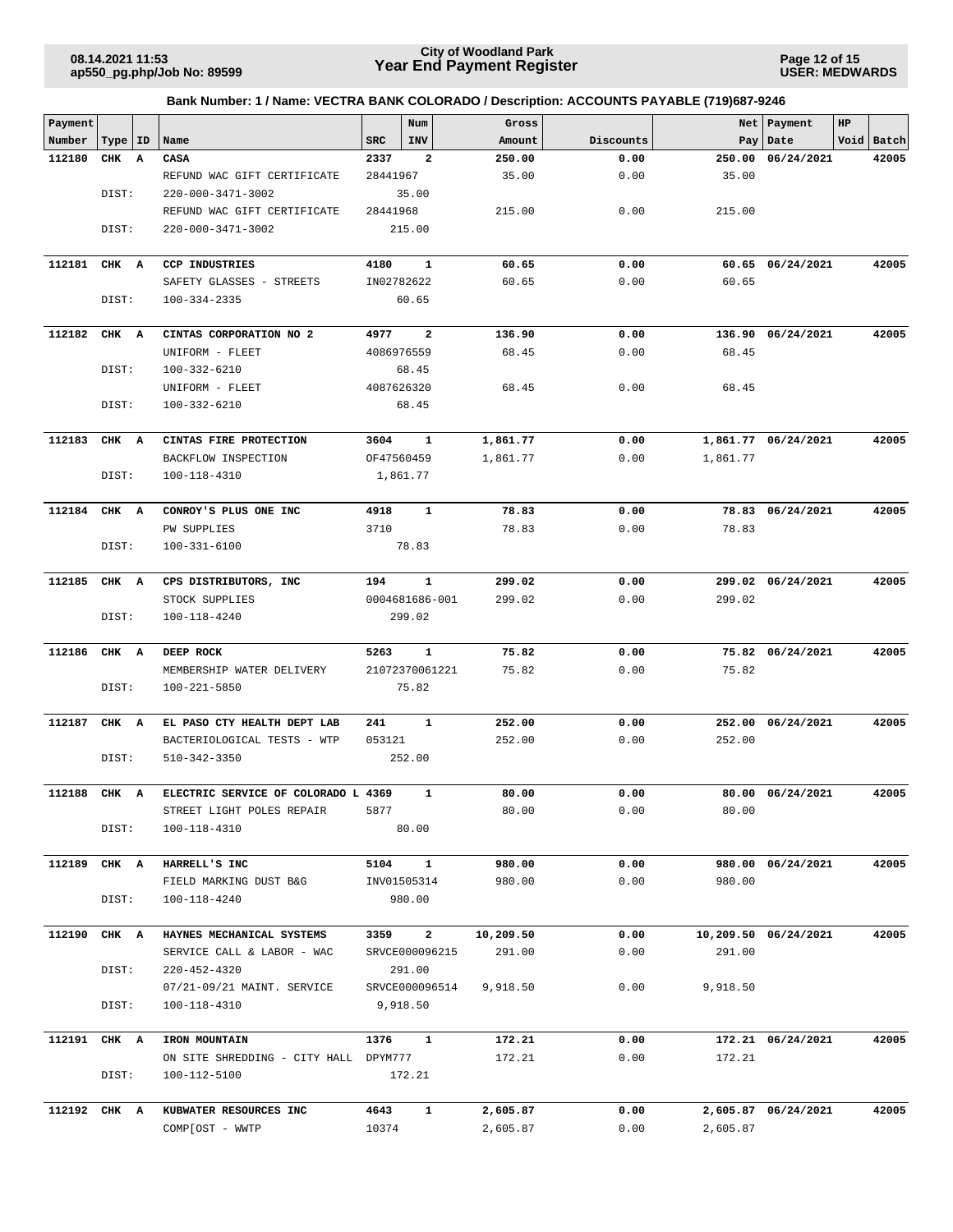**City of Woodland Park**
**Year End Payment Register**

**Bank Number: 1 / Name: VECTRA BANK COLORADO / Description: ACCOUNTS PAYABLE (719)687-9246**

| Payment Number | Type | ID | Name | SRC | Num INV | Gross Amount | Discounts | Net Pay | Payment Date | HP Void | Batch |
|---|---|---|---|---|---|---|---|---|---|---|---|
| **112180** | **CHK** | **A** | **CASA** | **2337** | **2** | **250.00** | **0.00** | **250.00** | **06/24/2021** | | **42005** |
| | | | REFUND WAC GIFT CERTIFICATE | 28441967 | | 35.00 | 0.00 | 35.00 | | | |
| | DIST: | | 220-000-3471-3002 | 35.00 | | | | | | | |
| | | | REFUND WAC GIFT CERTIFICATE | 28441968 | | 215.00 | 0.00 | 215.00 | | | |
| | DIST: | | 220-000-3471-3002 | 215.00 | | | | | | | |
| **112181** | **CHK** | **A** | **CCP INDUSTRIES** | **4180** | **1** | **60.65** | **0.00** | **60.65** | **06/24/2021** | | **42005** |
| | | | SAFETY GLASSES - STREETS | IN02782622 | | 60.65 | 0.00 | 60.65 | | | |
| | DIST: | | 100-334-2335 | 60.65 | | | | | | | |
| **112182** | **CHK** | **A** | **CINTAS CORPORATION NO 2** | **4977** | **2** | **136.90** | **0.00** | **136.90** | **06/24/2021** | | **42005** |
| | | | UNIFORM - FLEET | 4086976559 | | 68.45 | 0.00 | 68.45 | | | |
| | DIST: | | 100-332-6210 | 68.45 | | | | | | | |
| | | | UNIFORM - FLEET | 4087626320 | | 68.45 | 0.00 | 68.45 | | | |
| | DIST: | | 100-332-6210 | 68.45 | | | | | | | |
| **112183** | **CHK** | **A** | **CINTAS FIRE PROTECTION** | **3604** | **1** | **1,861.77** | **0.00** | **1,861.77** | **06/24/2021** | | **42005** |
| | | | BACKFLOW INSPECTION | OF47560459 | | 1,861.77 | 0.00 | 1,861.77 | | | |
| | DIST: | | 100-118-4310 | 1,861.77 | | | | | | | |
| **112184** | **CHK** | **A** | **CONROY'S PLUS ONE INC** | **4918** | **1** | **78.83** | **0.00** | **78.83** | **06/24/2021** | | **42005** |
| | | | PW SUPPLIES | 3710 | | 78.83 | 0.00 | 78.83 | | | |
| | DIST: | | 100-331-6100 | 78.83 | | | | | | | |
| **112185** | **CHK** | **A** | **CPS DISTRIBUTORS, INC** | **194** | **1** | **299.02** | **0.00** | **299.02** | **06/24/2021** | | **42005** |
| | | | STOCK SUPPLIES | 0004681686-001 | | 299.02 | 0.00 | 299.02 | | | |
| | DIST: | | 100-118-4240 | 299.02 | | | | | | | |
| **112186** | **CHK** | **A** | **DEEP ROCK** | **5263** | **1** | **75.82** | **0.00** | **75.82** | **06/24/2021** | | **42005** |
| | | | MEMBERSHIP WATER DELIVERY | 21072370061221 | | 75.82 | 0.00 | 75.82 | | | |
| | DIST: | | 100-221-5850 | 75.82 | | | | | | | |
| **112187** | **CHK** | **A** | **EL PASO CTY HEALTH DEPT LAB** | **241** | **1** | **252.00** | **0.00** | **252.00** | **06/24/2021** | | **42005** |
| | | | BACTERIOLOGICAL TESTS - WTP | 053121 | | 252.00 | 0.00 | 252.00 | | | |
| | DIST: | | 510-342-3350 | 252.00 | | | | | | | |
| **112188** | **CHK** | **A** | **ELECTRIC SERVICE OF COLORADO L** | **4369** | **1** | **80.00** | **0.00** | **80.00** | **06/24/2021** | | **42005** |
| | | | STREET LIGHT POLES REPAIR | 5877 | | 80.00 | 0.00 | 80.00 | | | |
| | DIST: | | 100-118-4310 | 80.00 | | | | | | | |
| **112189** | **CHK** | **A** | **HARRELL'S INC** | **5104** | **1** | **980.00** | **0.00** | **980.00** | **06/24/2021** | | **42005** |
| | | | FIELD MARKING DUST B&G | INV01505314 | | 980.00 | 0.00 | 980.00 | | | |
| | DIST: | | 100-118-4240 | 980.00 | | | | | | | |
| **112190** | **CHK** | **A** | **HAYNES MECHANICAL SYSTEMS** | **3359** | **2** | **10,209.50** | **0.00** | **10,209.50** | **06/24/2021** | | **42005** |
| | | | SERVICE CALL & LABOR - WAC | SRVCE000096215 | | 291.00 | 0.00 | 291.00 | | | |
| | DIST: | | 220-452-4320 | 291.00 | | | | | | | |
| | | | 07/21-09/21 MAINT. SERVICE | SRVCE000096514 | | 9,918.50 | 0.00 | 9,918.50 | | | |
| | DIST: | | 100-118-4310 | 9,918.50 | | | | | | | |
| **112191** | **CHK** | **A** | **IRON MOUNTAIN** | **1376** | **1** | **172.21** | **0.00** | **172.21** | **06/24/2021** | | **42005** |
| | | | ON SITE SHREDDING - CITY HALL | DPYM777 | | 172.21 | 0.00 | 172.21 | | | |
| | DIST: | | 100-112-5100 | 172.21 | | | | | | | |
| **112192** | **CHK** | **A** | **KUBWATER RESOURCES INC** | **4643** | **1** | **2,605.87** | **0.00** | **2,605.87** | **06/24/2021** | | **42005** |
| | | | COMP[OST - WWTP | 10374 | | 2,605.87 | 0.00 | 2,605.87 | | | |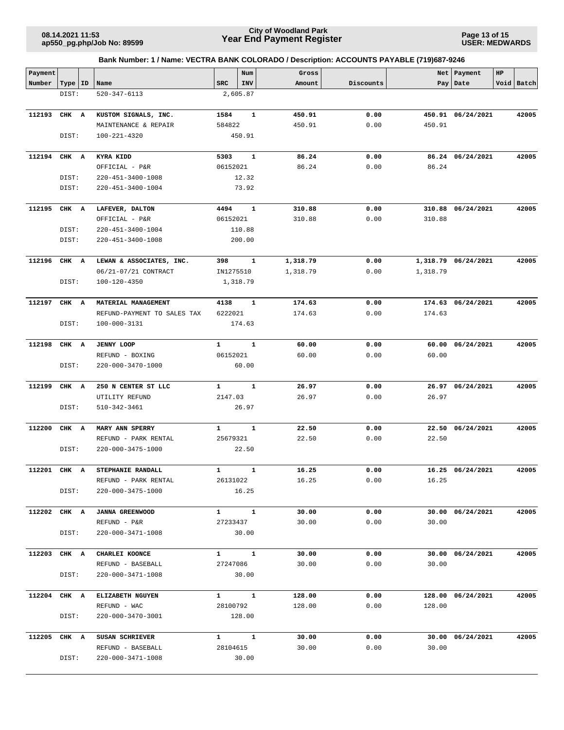**City of Woodland Park**
**Year End Payment Register**

08.14.2021 11:53
ap550_pg.php/Job No: 89599

USER: MEDWARDS

**Bank Number: 1 / Name: VECTRA BANK COLORADO / Description: ACCOUNTS PAYABLE (719)687-9246**

| Payment Number | Type | ID | Name | SRC | Num INV | Gross Amount | Discounts | Net Pay | Payment Date | HP Void | Batch |
|---|---|---|---|---|---|---|---|---|---|---|---|
| | DIST: | | 520-347-6113 | 2,605.87 | | | | | | | |
| **112193** | **CHK** | **A** | **KUSTOM SIGNALS, INC.** | **1584** | **1** | **450.91** | **0.00** | **450.91** | **06/24/2021** | | **42005** |
| | | | MAINTENANCE & REPAIR | 584822 | | 450.91 | 0.00 | 450.91 | | | |
| | DIST: | | 100-221-4320 | 450.91 | | | | | | | |
| **112194** | **CHK** | **A** | **KYRA KIDD** | **5303** | **1** | **86.24** | **0.00** | **86.24** | **06/24/2021** | | **42005** |
| | | | OFFICIAL - P&R | 06152021 | | 86.24 | 0.00 | 86.24 | | | |
| | DIST: | | 220-451-3400-1008 | 12.32 | | | | | | | |
| | DIST: | | 220-451-3400-1004 | 73.92 | | | | | | | |
| **112195** | **CHK** | **A** | **LAFEVER, DALTON** | **4494** | **1** | **310.88** | **0.00** | **310.88** | **06/24/2021** | | **42005** |
| | | | OFFICIAL - P&R | 06152021 | | 310.88 | 0.00 | 310.88 | | | |
| | DIST: | | 220-451-3400-1004 | 110.88 | | | | | | | |
| | DIST: | | 220-451-3400-1008 | 200.00 | | | | | | | |
| **112196** | **CHK** | **A** | **LEWAN & ASSOCIATES, INC.** | **398** | **1** | **1,318.79** | **0.00** | **1,318.79** | **06/24/2021** | | **42005** |
| | | | 06/21-07/21 CONTRACT | IN1275510 | | 1,318.79 | 0.00 | 1,318.79 | | | |
| | DIST: | | 100-120-4350 | 1,318.79 | | | | | | | |
| **112197** | **CHK** | **A** | **MATERIAL MANAGEMENT** | **4138** | **1** | **174.63** | **0.00** | **174.63** | **06/24/2021** | | **42005** |
| | | | REFUND-PAYMENT TO SALES TAX | 6222021 | | 174.63 | 0.00 | 174.63 | | | |
| | DIST: | | 100-000-3131 | 174.63 | | | | | | | |
| **112198** | **CHK** | **A** | **JENNY LOOP** | **1** | **1** | **60.00** | **0.00** | **60.00** | **06/24/2021** | | **42005** |
| | | | REFUND - BOXING | 06152021 | | 60.00 | 0.00 | 60.00 | | | |
| | DIST: | | 220-000-3470-1000 | 60.00 | | | | | | | |
| **112199** | **CHK** | **A** | **250 N CENTER ST LLC** | **1** | **1** | **26.97** | **0.00** | **26.97** | **06/24/2021** | | **42005** |
| | | | UTILITY REFUND | 2147.03 | | 26.97 | 0.00 | 26.97 | | | |
| | DIST: | | 510-342-3461 | 26.97 | | | | | | | |
| **112200** | **CHK** | **A** | **MARY ANN SPERRY** | **1** | **1** | **22.50** | **0.00** | **22.50** | **06/24/2021** | | **42005** |
| | | | REFUND - PARK RENTAL | 25679321 | | 22.50 | 0.00 | 22.50 | | | |
| | DIST: | | 220-000-3475-1000 | 22.50 | | | | | | | |
| **112201** | **CHK** | **A** | **STEPHANIE RANDALL** | **1** | **1** | **16.25** | **0.00** | **16.25** | **06/24/2021** | | **42005** |
| | | | REFUND - PARK RENTAL | 26131022 | | 16.25 | 0.00 | 16.25 | | | |
| | DIST: | | 220-000-3475-1000 | 16.25 | | | | | | | |
| **112202** | **CHK** | **A** | **JANNA GREENWOOD** | **1** | **1** | **30.00** | **0.00** | **30.00** | **06/24/2021** | | **42005** |
| | | | REFUND - P&R | 27233437 | | 30.00 | 0.00 | 30.00 | | | |
| | DIST: | | 220-000-3471-1008 | 30.00 | | | | | | | |
| **112203** | **CHK** | **A** | **CHARLEI KOONCE** | **1** | **1** | **30.00** | **0.00** | **30.00** | **06/24/2021** | | **42005** |
| | | | REFUND - BASEBALL | 27247086 | | 30.00 | 0.00 | 30.00 | | | |
| | DIST: | | 220-000-3471-1008 | 30.00 | | | | | | | |
| **112204** | **CHK** | **A** | **ELIZABETH NGUYEN** | **1** | **1** | **128.00** | **0.00** | **128.00** | **06/24/2021** | | **42005** |
| | | | REFUND - WAC | 28100792 | | 128.00 | 0.00 | 128.00 | | | |
| | DIST: | | 220-000-3470-3001 | 128.00 | | | | | | | |
| **112205** | **CHK** | **A** | **SUSAN SCHRIEVER** | **1** | **1** | **30.00** | **0.00** | **30.00** | **06/24/2021** | | **42005** |
| | | | REFUND - BASEBALL | 28104615 | | 30.00 | 0.00 | 30.00 | | | |
| | DIST: | | 220-000-3471-1008 | 30.00 | | | | | | | |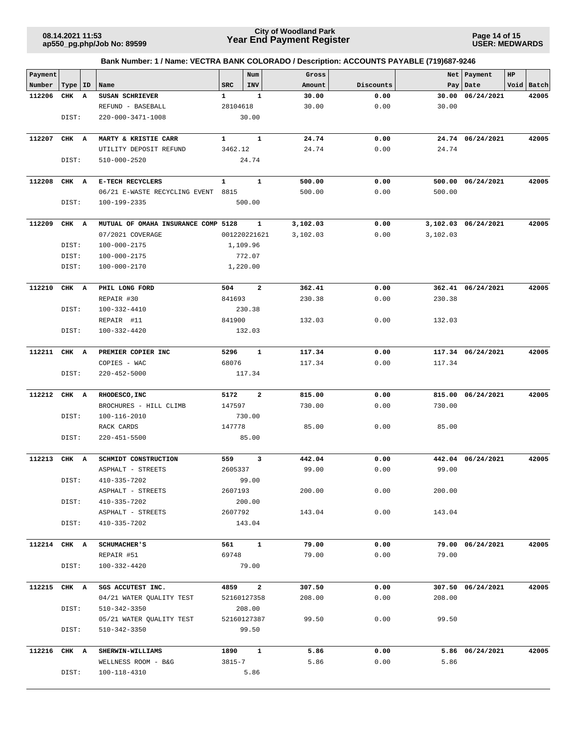**City of Woodland Park**
**Year End Payment Register**

08.14.2021 11:53
ap550_pg.php/Job No: 89599

USER: MEDWARDS

**Bank Number: 1 / Name: VECTRA BANK COLORADO / Description: ACCOUNTS PAYABLE (719)687-9246**

| Payment Number | Type | ID | Name | SRC | Num INV | Gross Amount | Discounts | Net Pay | Payment Date | HP Void | Batch |
|---|---|---|---|---|---|---|---|---|---|---|---|
| **112206** | **CHK** | **A** | **SUSAN SCHRIEVER** | **1** | **1** | **30.00** | **0.00** | **30.00** | **06/24/2021** | | **42005** |
| | | | REFUND - BASEBALL | 28104618 | | 30.00 | 0.00 | 30.00 | | | |
| | DIST: | | 220-000-3471-1008 | | 30.00 | | | | | | |
| **112207** | **CHK** | **A** | **MARTY & KRISTIE CARR** | **1** | **1** | **24.74** | **0.00** | **24.74** | **06/24/2021** | | **42005** |
| | | | UTILITY DEPOSIT REFUND | 3462.12 | | 24.74 | 0.00 | 24.74 | | | |
| | DIST: | | 510-000-2520 | | 24.74 | | | | | | |
| **112208** | **CHK** | **A** | **E-TECH RECYCLERS** | **1** | **1** | **500.00** | **0.00** | **500.00** | **06/24/2021** | | **42005** |
| | | | 06/21 E-WASTE RECYCLING EVENT | 8815 | | 500.00 | 0.00 | 500.00 | | | |
| | DIST: | | 100-199-2335 | | 500.00 | | | | | | |
| **112209** | **CHK** | **A** | **MUTUAL OF OMAHA INSURANCE COMP** | **5128** | **1** | **3,102.03** | **0.00** | **3,102.03** | **06/24/2021** | | **42005** |
| | | | 07/2021 COVERAGE | 001220221621 | | 3,102.03 | 0.00 | 3,102.03 | | | |
| | DIST: | | 100-000-2175 | | 1,109.96 | | | | | | |
| | DIST: | | 100-000-2175 | | 772.07 | | | | | | |
| | DIST: | | 100-000-2170 | | 1,220.00 | | | | | | |
| **112210** | **CHK** | **A** | **PHIL LONG FORD** | **504** | **2** | **362.41** | **0.00** | **362.41** | **06/24/2021** | | **42005** |
| | | | REPAIR #30 | 841693 | | 230.38 | 0.00 | 230.38 | | | |
| | DIST: | | 100-332-4410 | | 230.38 | | | | | | |
| | | | REPAIR #11 | 841900 | | 132.03 | 0.00 | 132.03 | | | |
| | DIST: | | 100-332-4420 | | 132.03 | | | | | | |
| **112211** | **CHK** | **A** | **PREMIER COPIER INC** | **5296** | **1** | **117.34** | **0.00** | **117.34** | **06/24/2021** | | **42005** |
| | | | COPIES - WAC | 68076 | | 117.34 | 0.00 | 117.34 | | | |
| | DIST: | | 220-452-5000 | | 117.34 | | | | | | |
| **112212** | **CHK** | **A** | **RHODESCO,INC** | **5172** | **2** | **815.00** | **0.00** | **815.00** | **06/24/2021** | | **42005** |
| | | | BROCHURES - HILL CLIMB | 147597 | | 730.00 | 0.00 | 730.00 | | | |
| | DIST: | | 100-116-2010 | | 730.00 | | | | | | |
| | | | RACK CARDS | 147778 | | 85.00 | 0.00 | 85.00 | | | |
| | DIST: | | 220-451-5500 | | 85.00 | | | | | | |
| **112213** | **CHK** | **A** | **SCHMIDT CONSTRUCTION** | **559** | **3** | **442.04** | **0.00** | **442.04** | **06/24/2021** | | **42005** |
| | | | ASPHALT - STREETS | 2605337 | | 99.00 | 0.00 | 99.00 | | | |
| | DIST: | | 410-335-7202 | | 99.00 | | | | | | |
| | | | ASPHALT - STREETS | 2607193 | | 200.00 | 0.00 | 200.00 | | | |
| | DIST: | | 410-335-7202 | | 200.00 | | | | | | |
| | | | ASPHALT - STREETS | 2607792 | | 143.04 | 0.00 | 143.04 | | | |
| | DIST: | | 410-335-7202 | | 143.04 | | | | | | |
| **112214** | **CHK** | **A** | **SCHUMACHER'S** | **561** | **1** | **79.00** | **0.00** | **79.00** | **06/24/2021** | | **42005** |
| | | | REPAIR #51 | 69748 | | 79.00 | 0.00 | 79.00 | | | |
| | DIST: | | 100-332-4420 | | 79.00 | | | | | | |
| **112215** | **CHK** | **A** | **SGS ACCUTEST INC.** | **4859** | **2** | **307.50** | **0.00** | **307.50** | **06/24/2021** | | **42005** |
| | | | 04/21 WATER QUALITY TEST | 52160127358 | | 208.00 | 0.00 | 208.00 | | | |
| | DIST: | | 510-342-3350 | | 208.00 | | | | | | |
| | | | 05/21 WATER QUALITY TEST | 52160127387 | | 99.50 | 0.00 | 99.50 | | | |
| | DIST: | | 510-342-3350 | | 99.50 | | | | | | |
| **112216** | **CHK** | **A** | **SHERWIN-WILLIAMS** | **1890** | **1** | **5.86** | **0.00** | **5.86** | **06/24/2021** | | **42005** |
| | | | WELLNESS ROOM - B&G | 3815-7 | | 5.86 | 0.00 | 5.86 | | | |
| | DIST: | | 100-118-4310 | | 5.86 | | | | | | |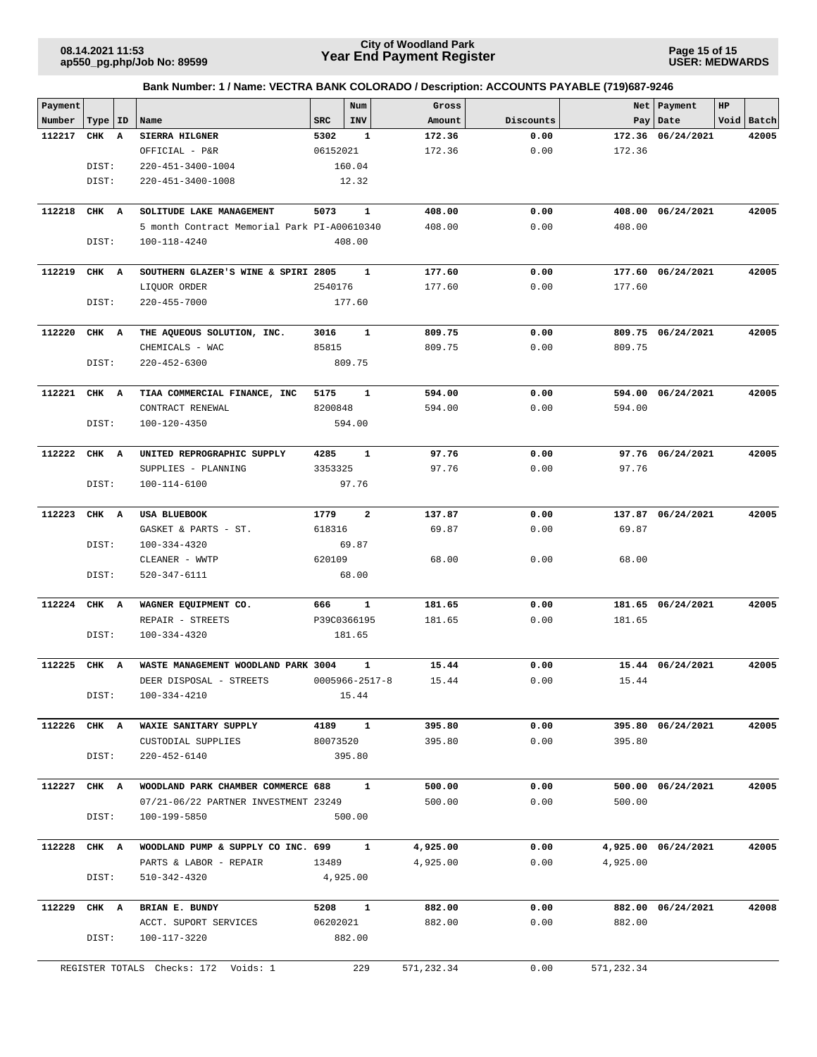# City of Woodland Park
# Year End Payment Register

08.14.2021 11:53
ap550_pg.php/Job No: 89599

USER: MEDWARDS

**Bank Number: 1 / Name: VECTRA BANK COLORADO / Description: ACCOUNTS PAYABLE (719)687-9246**

| Payment Number | Type | ID | Name | SRC | Num INV | Gross Amount | Discounts | Net Pay | Payment Date | HP Void | Batch |
|---|---|---|---|---|---|---|---|---|---|---|---|
| **112217** | **CHK** | **A** | **SIERRA HILGNER** | **5302** | **1** | **172.36** | **0.00** | **172.36** | **06/24/2021** | | **42005** |
| | | | OFFICIAL - P&R | 06152021 | | 172.36 | 0.00 | 172.36 | | | |
| | DIST: | | 220-451-3400-1004 | | 160.04 | | | | | | |
| | DIST: | | 220-451-3400-1008 | | 12.32 | | | | | | |
| **112218** | **CHK** | **A** | **SOLITUDE LAKE MANAGEMENT** | **5073** | **1** | **408.00** | **0.00** | **408.00** | **06/24/2021** | | **42005** |
| | | | 5 month Contract Memorial Park | PI-A00610340 | | 408.00 | 0.00 | 408.00 | | | |
| | DIST: | | 100-118-4240 | | 408.00 | | | | | | |
| **112219** | **CHK** | **A** | **SOUTHERN GLAZER'S WINE & SPIRI** | **2805** | **1** | **177.60** | **0.00** | **177.60** | **06/24/2021** | | **42005** |
| | | | LIQUOR ORDER | 2540176 | | 177.60 | 0.00 | 177.60 | | | |
| | DIST: | | 220-455-7000 | | 177.60 | | | | | | |
| **112220** | **CHK** | **A** | **THE AQUEOUS SOLUTION, INC.** | **3016** | **1** | **809.75** | **0.00** | **809.75** | **06/24/2021** | | **42005** |
| | | | CHEMICALS - WAC | 85815 | | 809.75 | 0.00 | 809.75 | | | |
| | DIST: | | 220-452-6300 | | 809.75 | | | | | | |
| **112221** | **CHK** | **A** | **TIAA COMMERCIAL FINANCE, INC** | **5175** | **1** | **594.00** | **0.00** | **594.00** | **06/24/2021** | | **42005** |
| | | | CONTRACT RENEWAL | 8200848 | | 594.00 | 0.00 | 594.00 | | | |
| | DIST: | | 100-120-4350 | | 594.00 | | | | | | |
| **112222** | **CHK** | **A** | **UNITED REPROGRAPHIC SUPPLY** | **4285** | **1** | **97.76** | **0.00** | **97.76** | **06/24/2021** | | **42005** |
| | | | SUPPLIES - PLANNING | 3353325 | | 97.76 | 0.00 | 97.76 | | | |
| | DIST: | | 100-114-6100 | | 97.76 | | | | | | |
| **112223** | **CHK** | **A** | **USA BLUEBOOK** | **1779** | **2** | **137.87** | **0.00** | **137.87** | **06/24/2021** | | **42005** |
| | | | GASKET & PARTS - ST. | 618316 | | 69.87 | 0.00 | 69.87 | | | |
| | DIST: | | 100-334-4320 | | 69.87 | | | | | | |
| | | | CLEANER - WWTP | 620109 | | 68.00 | 0.00 | 68.00 | | | |
| | DIST: | | 520-347-6111 | | 68.00 | | | | | | |
| **112224** | **CHK** | **A** | **WAGNER EQUIPMENT CO.** | **666** | **1** | **181.65** | **0.00** | **181.65** | **06/24/2021** | | **42005** |
| | | | REPAIR - STREETS | P39C0366195 | | 181.65 | 0.00 | 181.65 | | | |
| | DIST: | | 100-334-4320 | | 181.65 | | | | | | |
| **112225** | **CHK** | **A** | **WASTE MANAGEMENT WOODLAND PARK** | **3004** | **1** | **15.44** | **0.00** | **15.44** | **06/24/2021** | | **42005** |
| | | | DEER DISPOSAL - STREETS | 0005966-2517-8 | | 15.44 | 0.00 | 15.44 | | | |
| | DIST: | | 100-334-4210 | | 15.44 | | | | | | |
| **112226** | **CHK** | **A** | **WAXIE SANITARY SUPPLY** | **4189** | **1** | **395.80** | **0.00** | **395.80** | **06/24/2021** | | **42005** |
| | | | CUSTODIAL SUPPLIES | 80073520 | | 395.80 | 0.00 | 395.80 | | | |
| | DIST: | | 220-452-6140 | | 395.80 | | | | | | |
| **112227** | **CHK** | **A** | **WOODLAND PARK CHAMBER COMMERCE** | **688** | **1** | **500.00** | **0.00** | **500.00** | **06/24/2021** | | **42005** |
| | | | 07/21-06/22 PARTNER INVESTMENT | 23249 | | 500.00 | 0.00 | 500.00 | | | |
| | DIST: | | 100-199-5850 | | 500.00 | | | | | | |
| **112228** | **CHK** | **A** | **WOODLAND PUMP & SUPPLY CO INC.** | **699** | **1** | **4,925.00** | **0.00** | **4,925.00** | **06/24/2021** | | **42005** |
| | | | PARTS & LABOR - REPAIR | 13489 | | 4,925.00 | 0.00 | 4,925.00 | | | |
| | DIST: | | 510-342-4320 | | 4,925.00 | | | | | | |
| **112229** | **CHK** | **A** | **BRIAN E. BUNDY** | **5208** | **1** | **882.00** | **0.00** | **882.00** | **06/24/2021** | | **42008** |
| | | | ACCT. SUPORT SERVICES | 06202021 | | 882.00 | 0.00 | 882.00 | | | |
| | DIST: | | 100-117-3220 | | 882.00 | | | | | | |
| REGISTER TOTALS | | | Checks: 172 Voids: 1 | | 229 | 571,232.34 | 0.00 | 571,232.34 | | | |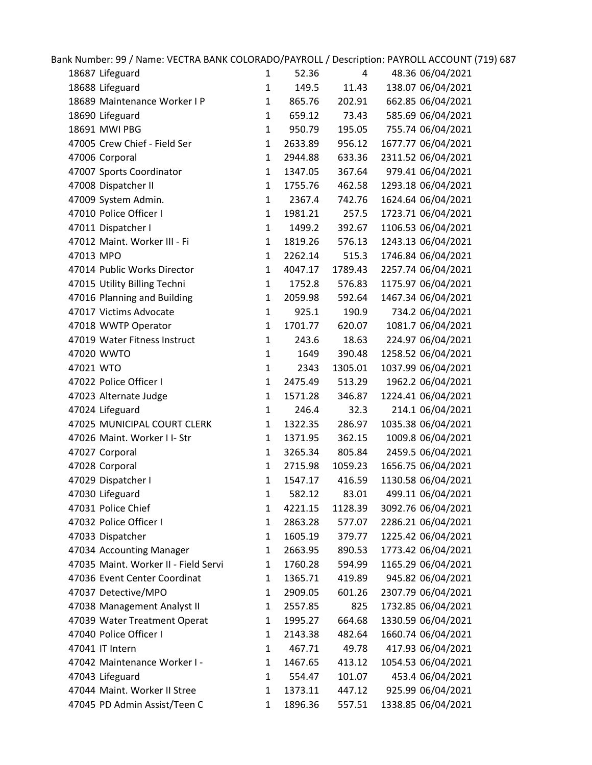Bank Number: 99 / Name: VECTRA BANK COLORADO/PAYROLL / Description: PAYROLL ACCOUNT (719) 687

| | | | | | | |
|---|---|---|---|---|---|---|
| 18687 | Lifeguard | 1 | 52.36 | 4 | 48.36 | 06/04/2021 |
| 18688 | Lifeguard | 1 | 149.5 | 11.43 | 138.07 | 06/04/2021 |
| 18689 | Maintenance Worker I P | 1 | 865.76 | 202.91 | 662.85 | 06/04/2021 |
| 18690 | Lifeguard | 1 | 659.12 | 73.43 | 585.69 | 06/04/2021 |
| 18691 | MWI PBG | 1 | 950.79 | 195.05 | 755.74 | 06/04/2021 |
| 47005 | Crew Chief - Field Ser | 1 | 2633.89 | 956.12 | 1677.77 | 06/04/2021 |
| 47006 | Corporal | 1 | 2944.88 | 633.36 | 2311.52 | 06/04/2021 |
| 47007 | Sports Coordinator | 1 | 1347.05 | 367.64 | 979.41 | 06/04/2021 |
| 47008 | Dispatcher II | 1 | 1755.76 | 462.58 | 1293.18 | 06/04/2021 |
| 47009 | System Admin. | 1 | 2367.4 | 742.76 | 1624.64 | 06/04/2021 |
| 47010 | Police Officer I | 1 | 1981.21 | 257.5 | 1723.71 | 06/04/2021 |
| 47011 | Dispatcher I | 1 | 1499.2 | 392.67 | 1106.53 | 06/04/2021 |
| 47012 | Maint. Worker III - Fi | 1 | 1819.26 | 576.13 | 1243.13 | 06/04/2021 |
| 47013 | MPO | 1 | 2262.14 | 515.3 | 1746.84 | 06/04/2021 |
| 47014 | Public Works Director | 1 | 4047.17 | 1789.43 | 2257.74 | 06/04/2021 |
| 47015 | Utility Billing Techni | 1 | 1752.8 | 576.83 | 1175.97 | 06/04/2021 |
| 47016 | Planning and Building | 1 | 2059.98 | 592.64 | 1467.34 | 06/04/2021 |
| 47017 | Victims Advocate | 1 | 925.1 | 190.9 | 734.2 | 06/04/2021 |
| 47018 | WWTP Operator | 1 | 1701.77 | 620.07 | 1081.7 | 06/04/2021 |
| 47019 | Water Fitness Instruct | 1 | 243.6 | 18.63 | 224.97 | 06/04/2021 |
| 47020 | WWTO | 1 | 1649 | 390.48 | 1258.52 | 06/04/2021 |
| 47021 | WTO | 1 | 2343 | 1305.01 | 1037.99 | 06/04/2021 |
| 47022 | Police Officer I | 1 | 2475.49 | 513.29 | 1962.2 | 06/04/2021 |
| 47023 | Alternate Judge | 1 | 1571.28 | 346.87 | 1224.41 | 06/04/2021 |
| 47024 | Lifeguard | 1 | 246.4 | 32.3 | 214.1 | 06/04/2021 |
| 47025 | MUNICIPAL COURT CLERK | 1 | 1322.35 | 286.97 | 1035.38 | 06/04/2021 |
| 47026 | Maint. Worker I I- Str | 1 | 1371.95 | 362.15 | 1009.8 | 06/04/2021 |
| 47027 | Corporal | 1 | 3265.34 | 805.84 | 2459.5 | 06/04/2021 |
| 47028 | Corporal | 1 | 2715.98 | 1059.23 | 1656.75 | 06/04/2021 |
| 47029 | Dispatcher I | 1 | 1547.17 | 416.59 | 1130.58 | 06/04/2021 |
| 47030 | Lifeguard | 1 | 582.12 | 83.01 | 499.11 | 06/04/2021 |
| 47031 | Police Chief | 1 | 4221.15 | 1128.39 | 3092.76 | 06/04/2021 |
| 47032 | Police Officer I | 1 | 2863.28 | 577.07 | 2286.21 | 06/04/2021 |
| 47033 | Dispatcher | 1 | 1605.19 | 379.77 | 1225.42 | 06/04/2021 |
| 47034 | Accounting Manager | 1 | 2663.95 | 890.53 | 1773.42 | 06/04/2021 |
| 47035 | Maint. Worker II - Field Servi | 1 | 1760.28 | 594.99 | 1165.29 | 06/04/2021 |
| 47036 | Event Center Coordinat | 1 | 1365.71 | 419.89 | 945.82 | 06/04/2021 |
| 47037 | Detective/MPO | 1 | 2909.05 | 601.26 | 2307.79 | 06/04/2021 |
| 47038 | Management Analyst II | 1 | 2557.85 | 825 | 1732.85 | 06/04/2021 |
| 47039 | Water Treatment Operat | 1 | 1995.27 | 664.68 | 1330.59 | 06/04/2021 |
| 47040 | Police Officer I | 1 | 2143.38 | 482.64 | 1660.74 | 06/04/2021 |
| 47041 | IT Intern | 1 | 467.71 | 49.78 | 417.93 | 06/04/2021 |
| 47042 | Maintenance Worker I - | 1 | 1467.65 | 413.12 | 1054.53 | 06/04/2021 |
| 47043 | Lifeguard | 1 | 554.47 | 101.07 | 453.4 | 06/04/2021 |
| 47044 | Maint. Worker II Stree | 1 | 1373.11 | 447.12 | 925.99 | 06/04/2021 |
| 47045 | PD Admin Assist/Teen C | 1 | 1896.36 | 557.51 | 1338.85 | 06/04/2021 |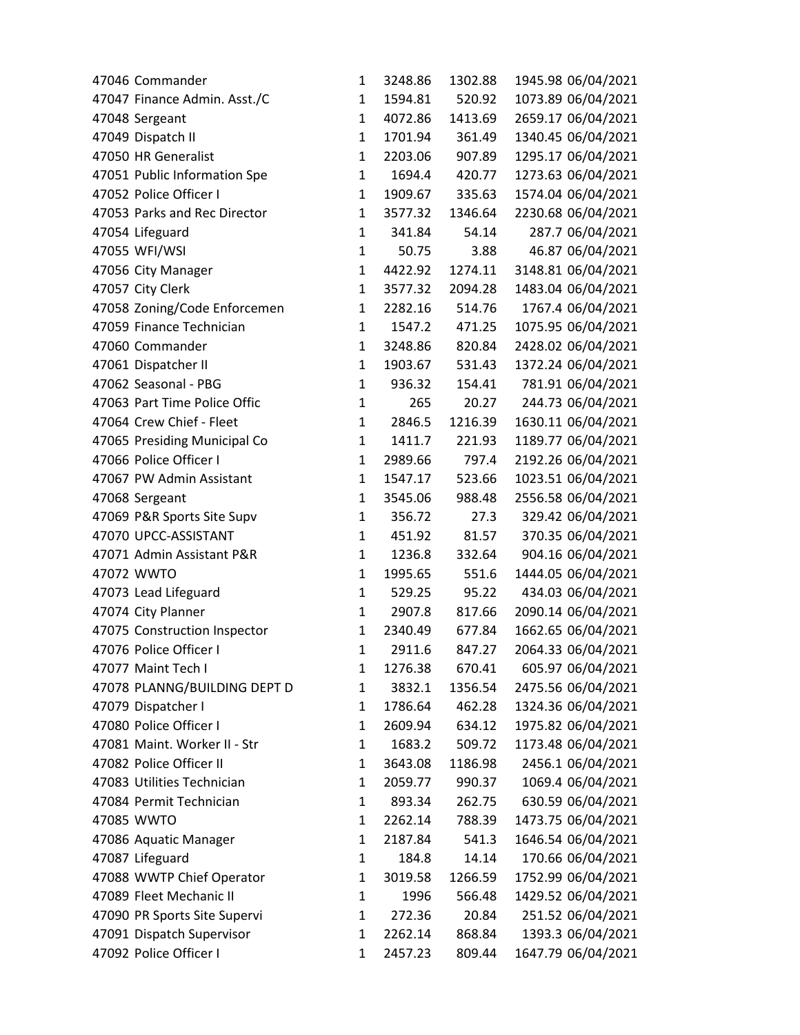| | | | | | | |
|---|---|---|---|---|---|---|
| 47046 | Commander | 1 | 3248.86 | 1302.88 | 1945.98 | 06/04/2021 |
| 47047 | Finance Admin. Asst./C | 1 | 1594.81 | 520.92 | 1073.89 | 06/04/2021 |
| 47048 | Sergeant | 1 | 4072.86 | 1413.69 | 2659.17 | 06/04/2021 |
| 47049 | Dispatch II | 1 | 1701.94 | 361.49 | 1340.45 | 06/04/2021 |
| 47050 | HR Generalist | 1 | 2203.06 | 907.89 | 1295.17 | 06/04/2021 |
| 47051 | Public Information Spe | 1 | 1694.4 | 420.77 | 1273.63 | 06/04/2021 |
| 47052 | Police Officer I | 1 | 1909.67 | 335.63 | 1574.04 | 06/04/2021 |
| 47053 | Parks and Rec Director | 1 | 3577.32 | 1346.64 | 2230.68 | 06/04/2021 |
| 47054 | Lifeguard | 1 | 341.84 | 54.14 | 287.7 | 06/04/2021 |
| 47055 | WFI/WSI | 1 | 50.75 | 3.88 | 46.87 | 06/04/2021 |
| 47056 | City Manager | 1 | 4422.92 | 1274.11 | 3148.81 | 06/04/2021 |
| 47057 | City Clerk | 1 | 3577.32 | 2094.28 | 1483.04 | 06/04/2021 |
| 47058 | Zoning/Code Enforcemen | 1 | 2282.16 | 514.76 | 1767.4 | 06/04/2021 |
| 47059 | Finance Technician | 1 | 1547.2 | 471.25 | 1075.95 | 06/04/2021 |
| 47060 | Commander | 1 | 3248.86 | 820.84 | 2428.02 | 06/04/2021 |
| 47061 | Dispatcher II | 1 | 1903.67 | 531.43 | 1372.24 | 06/04/2021 |
| 47062 | Seasonal - PBG | 1 | 936.32 | 154.41 | 781.91 | 06/04/2021 |
| 47063 | Part Time Police Offic | 1 | 265 | 20.27 | 244.73 | 06/04/2021 |
| 47064 | Crew Chief - Fleet | 1 | 2846.5 | 1216.39 | 1630.11 | 06/04/2021 |
| 47065 | Presiding Municipal Co | 1 | 1411.7 | 221.93 | 1189.77 | 06/04/2021 |
| 47066 | Police Officer I | 1 | 2989.66 | 797.4 | 2192.26 | 06/04/2021 |
| 47067 | PW Admin Assistant | 1 | 1547.17 | 523.66 | 1023.51 | 06/04/2021 |
| 47068 | Sergeant | 1 | 3545.06 | 988.48 | 2556.58 | 06/04/2021 |
| 47069 | P&R Sports Site Supv | 1 | 356.72 | 27.3 | 329.42 | 06/04/2021 |
| 47070 | UPCC-ASSISTANT | 1 | 451.92 | 81.57 | 370.35 | 06/04/2021 |
| 47071 | Admin Assistant P&R | 1 | 1236.8 | 332.64 | 904.16 | 06/04/2021 |
| 47072 | WWTO | 1 | 1995.65 | 551.6 | 1444.05 | 06/04/2021 |
| 47073 | Lead Lifeguard | 1 | 529.25 | 95.22 | 434.03 | 06/04/2021 |
| 47074 | City Planner | 1 | 2907.8 | 817.66 | 2090.14 | 06/04/2021 |
| 47075 | Construction Inspector | 1 | 2340.49 | 677.84 | 1662.65 | 06/04/2021 |
| 47076 | Police Officer I | 1 | 2911.6 | 847.27 | 2064.33 | 06/04/2021 |
| 47077 | Maint Tech I | 1 | 1276.38 | 670.41 | 605.97 | 06/04/2021 |
| 47078 | PLANNG/BUILDING DEPT D | 1 | 3832.1 | 1356.54 | 2475.56 | 06/04/2021 |
| 47079 | Dispatcher I | 1 | 1786.64 | 462.28 | 1324.36 | 06/04/2021 |
| 47080 | Police Officer I | 1 | 2609.94 | 634.12 | 1975.82 | 06/04/2021 |
| 47081 | Maint. Worker II - Str | 1 | 1683.2 | 509.72 | 1173.48 | 06/04/2021 |
| 47082 | Police Officer II | 1 | 3643.08 | 1186.98 | 2456.1 | 06/04/2021 |
| 47083 | Utilities Technician | 1 | 2059.77 | 990.37 | 1069.4 | 06/04/2021 |
| 47084 | Permit Technician | 1 | 893.34 | 262.75 | 630.59 | 06/04/2021 |
| 47085 | WWTO | 1 | 2262.14 | 788.39 | 1473.75 | 06/04/2021 |
| 47086 | Aquatic Manager | 1 | 2187.84 | 541.3 | 1646.54 | 06/04/2021 |
| 47087 | Lifeguard | 1 | 184.8 | 14.14 | 170.66 | 06/04/2021 |
| 47088 | WWTP Chief Operator | 1 | 3019.58 | 1266.59 | 1752.99 | 06/04/2021 |
| 47089 | Fleet Mechanic II | 1 | 1996 | 566.48 | 1429.52 | 06/04/2021 |
| 47090 | PR Sports Site Supervi | 1 | 272.36 | 20.84 | 251.52 | 06/04/2021 |
| 47091 | Dispatch Supervisor | 1 | 2262.14 | 868.84 | 1393.3 | 06/04/2021 |
| 47092 | Police Officer I | 1 | 2457.23 | 809.44 | 1647.79 | 06/04/2021 |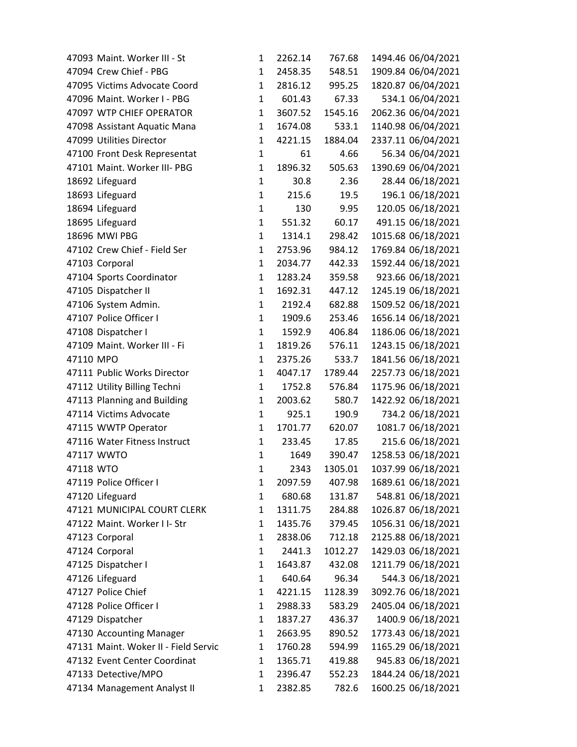| | | | | | | |
|---|---|---|---|---|---|---|
| 47093 | Maint. Worker III - St | 1 | 2262.14 | 767.68 | 1494.46 | 06/04/2021 |
| 47094 | Crew Chief - PBG | 1 | 2458.35 | 548.51 | 1909.84 | 06/04/2021 |
| 47095 | Victims Advocate Coord | 1 | 2816.12 | 995.25 | 1820.87 | 06/04/2021 |
| 47096 | Maint. Worker I - PBG | 1 | 601.43 | 67.33 | 534.1 | 06/04/2021 |
| 47097 | WTP CHIEF OPERATOR | 1 | 3607.52 | 1545.16 | 2062.36 | 06/04/2021 |
| 47098 | Assistant Aquatic Mana | 1 | 1674.08 | 533.1 | 1140.98 | 06/04/2021 |
| 47099 | Utilities Director | 1 | 4221.15 | 1884.04 | 2337.11 | 06/04/2021 |
| 47100 | Front Desk Representat | 1 | 61 | 4.66 | 56.34 | 06/04/2021 |
| 47101 | Maint. Worker III- PBG | 1 | 1896.32 | 505.63 | 1390.69 | 06/04/2021 |
| 18692 | Lifeguard | 1 | 30.8 | 2.36 | 28.44 | 06/18/2021 |
| 18693 | Lifeguard | 1 | 215.6 | 19.5 | 196.1 | 06/18/2021 |
| 18694 | Lifeguard | 1 | 130 | 9.95 | 120.05 | 06/18/2021 |
| 18695 | Lifeguard | 1 | 551.32 | 60.17 | 491.15 | 06/18/2021 |
| 18696 | MWI PBG | 1 | 1314.1 | 298.42 | 1015.68 | 06/18/2021 |
| 47102 | Crew Chief - Field Ser | 1 | 2753.96 | 984.12 | 1769.84 | 06/18/2021 |
| 47103 | Corporal | 1 | 2034.77 | 442.33 | 1592.44 | 06/18/2021 |
| 47104 | Sports Coordinator | 1 | 1283.24 | 359.58 | 923.66 | 06/18/2021 |
| 47105 | Dispatcher II | 1 | 1692.31 | 447.12 | 1245.19 | 06/18/2021 |
| 47106 | System Admin. | 1 | 2192.4 | 682.88 | 1509.52 | 06/18/2021 |
| 47107 | Police Officer I | 1 | 1909.6 | 253.46 | 1656.14 | 06/18/2021 |
| 47108 | Dispatcher I | 1 | 1592.9 | 406.84 | 1186.06 | 06/18/2021 |
| 47109 | Maint. Worker III - Fi | 1 | 1819.26 | 576.11 | 1243.15 | 06/18/2021 |
| 47110 | MPO | 1 | 2375.26 | 533.7 | 1841.56 | 06/18/2021 |
| 47111 | Public Works Director | 1 | 4047.17 | 1789.44 | 2257.73 | 06/18/2021 |
| 47112 | Utility Billing Techni | 1 | 1752.8 | 576.84 | 1175.96 | 06/18/2021 |
| 47113 | Planning and Building | 1 | 2003.62 | 580.7 | 1422.92 | 06/18/2021 |
| 47114 | Victims Advocate | 1 | 925.1 | 190.9 | 734.2 | 06/18/2021 |
| 47115 | WWTP Operator | 1 | 1701.77 | 620.07 | 1081.7 | 06/18/2021 |
| 47116 | Water Fitness Instruct | 1 | 233.45 | 17.85 | 215.6 | 06/18/2021 |
| 47117 | WWTO | 1 | 1649 | 390.47 | 1258.53 | 06/18/2021 |
| 47118 | WTO | 1 | 2343 | 1305.01 | 1037.99 | 06/18/2021 |
| 47119 | Police Officer I | 1 | 2097.59 | 407.98 | 1689.61 | 06/18/2021 |
| 47120 | Lifeguard | 1 | 680.68 | 131.87 | 548.81 | 06/18/2021 |
| 47121 | MUNICIPAL COURT CLERK | 1 | 1311.75 | 284.88 | 1026.87 | 06/18/2021 |
| 47122 | Maint. Worker I I- Str | 1 | 1435.76 | 379.45 | 1056.31 | 06/18/2021 |
| 47123 | Corporal | 1 | 2838.06 | 712.18 | 2125.88 | 06/18/2021 |
| 47124 | Corporal | 1 | 2441.3 | 1012.27 | 1429.03 | 06/18/2021 |
| 47125 | Dispatcher I | 1 | 1643.87 | 432.08 | 1211.79 | 06/18/2021 |
| 47126 | Lifeguard | 1 | 640.64 | 96.34 | 544.3 | 06/18/2021 |
| 47127 | Police Chief | 1 | 4221.15 | 1128.39 | 3092.76 | 06/18/2021 |
| 47128 | Police Officer I | 1 | 2988.33 | 583.29 | 2405.04 | 06/18/2021 |
| 47129 | Dispatcher | 1 | 1837.27 | 436.37 | 1400.9 | 06/18/2021 |
| 47130 | Accounting Manager | 1 | 2663.95 | 890.52 | 1773.43 | 06/18/2021 |
| 47131 | Maint. Woker II - Field Servic | 1 | 1760.28 | 594.99 | 1165.29 | 06/18/2021 |
| 47132 | Event Center Coordinat | 1 | 1365.71 | 419.88 | 945.83 | 06/18/2021 |
| 47133 | Detective/MPO | 1 | 2396.47 | 552.23 | 1844.24 | 06/18/2021 |
| 47134 | Management Analyst II | 1 | 2382.85 | 782.6 | 1600.25 | 06/18/2021 |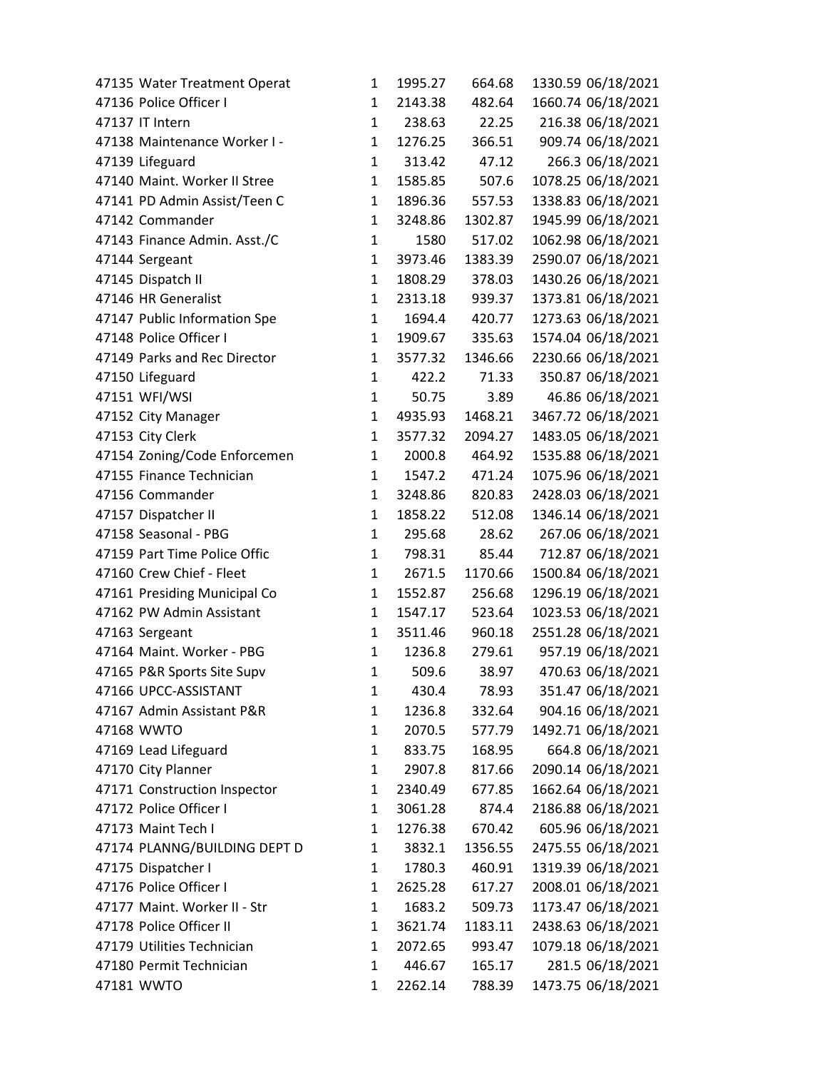| | | | | | | |
|---|---|---|---|---|---|---|
| 47135 | Water Treatment Operat | 1 | 1995.27 | 664.68 | 1330.59 | 06/18/2021 |
| 47136 | Police Officer I | 1 | 2143.38 | 482.64 | 1660.74 | 06/18/2021 |
| 47137 | IT Intern | 1 | 238.63 | 22.25 | 216.38 | 06/18/2021 |
| 47138 | Maintenance Worker I - | 1 | 1276.25 | 366.51 | 909.74 | 06/18/2021 |
| 47139 | Lifeguard | 1 | 313.42 | 47.12 | 266.3 | 06/18/2021 |
| 47140 | Maint. Worker II Stree | 1 | 1585.85 | 507.6 | 1078.25 | 06/18/2021 |
| 47141 | PD Admin Assist/Teen C | 1 | 1896.36 | 557.53 | 1338.83 | 06/18/2021 |
| 47142 | Commander | 1 | 3248.86 | 1302.87 | 1945.99 | 06/18/2021 |
| 47143 | Finance Admin. Asst./C | 1 | 1580 | 517.02 | 1062.98 | 06/18/2021 |
| 47144 | Sergeant | 1 | 3973.46 | 1383.39 | 2590.07 | 06/18/2021 |
| 47145 | Dispatch II | 1 | 1808.29 | 378.03 | 1430.26 | 06/18/2021 |
| 47146 | HR Generalist | 1 | 2313.18 | 939.37 | 1373.81 | 06/18/2021 |
| 47147 | Public Information Spe | 1 | 1694.4 | 420.77 | 1273.63 | 06/18/2021 |
| 47148 | Police Officer I | 1 | 1909.67 | 335.63 | 1574.04 | 06/18/2021 |
| 47149 | Parks and Rec Director | 1 | 3577.32 | 1346.66 | 2230.66 | 06/18/2021 |
| 47150 | Lifeguard | 1 | 422.2 | 71.33 | 350.87 | 06/18/2021 |
| 47151 | WFI/WSI | 1 | 50.75 | 3.89 | 46.86 | 06/18/2021 |
| 47152 | City Manager | 1 | 4935.93 | 1468.21 | 3467.72 | 06/18/2021 |
| 47153 | City Clerk | 1 | 3577.32 | 2094.27 | 1483.05 | 06/18/2021 |
| 47154 | Zoning/Code Enforcemen | 1 | 2000.8 | 464.92 | 1535.88 | 06/18/2021 |
| 47155 | Finance Technician | 1 | 1547.2 | 471.24 | 1075.96 | 06/18/2021 |
| 47156 | Commander | 1 | 3248.86 | 820.83 | 2428.03 | 06/18/2021 |
| 47157 | Dispatcher II | 1 | 1858.22 | 512.08 | 1346.14 | 06/18/2021 |
| 47158 | Seasonal - PBG | 1 | 295.68 | 28.62 | 267.06 | 06/18/2021 |
| 47159 | Part Time Police Offic | 1 | 798.31 | 85.44 | 712.87 | 06/18/2021 |
| 47160 | Crew Chief - Fleet | 1 | 2671.5 | 1170.66 | 1500.84 | 06/18/2021 |
| 47161 | Presiding Municipal Co | 1 | 1552.87 | 256.68 | 1296.19 | 06/18/2021 |
| 47162 | PW Admin Assistant | 1 | 1547.17 | 523.64 | 1023.53 | 06/18/2021 |
| 47163 | Sergeant | 1 | 3511.46 | 960.18 | 2551.28 | 06/18/2021 |
| 47164 | Maint. Worker - PBG | 1 | 1236.8 | 279.61 | 957.19 | 06/18/2021 |
| 47165 | P&R Sports Site Supv | 1 | 509.6 | 38.97 | 470.63 | 06/18/2021 |
| 47166 | UPCC-ASSISTANT | 1 | 430.4 | 78.93 | 351.47 | 06/18/2021 |
| 47167 | Admin Assistant P&R | 1 | 1236.8 | 332.64 | 904.16 | 06/18/2021 |
| 47168 | WWTO | 1 | 2070.5 | 577.79 | 1492.71 | 06/18/2021 |
| 47169 | Lead Lifeguard | 1 | 833.75 | 168.95 | 664.8 | 06/18/2021 |
| 47170 | City Planner | 1 | 2907.8 | 817.66 | 2090.14 | 06/18/2021 |
| 47171 | Construction Inspector | 1 | 2340.49 | 677.85 | 1662.64 | 06/18/2021 |
| 47172 | Police Officer I | 1 | 3061.28 | 874.4 | 2186.88 | 06/18/2021 |
| 47173 | Maint Tech I | 1 | 1276.38 | 670.42 | 605.96 | 06/18/2021 |
| 47174 | PLANNG/BUILDING DEPT D | 1 | 3832.1 | 1356.55 | 2475.55 | 06/18/2021 |
| 47175 | Dispatcher I | 1 | 1780.3 | 460.91 | 1319.39 | 06/18/2021 |
| 47176 | Police Officer I | 1 | 2625.28 | 617.27 | 2008.01 | 06/18/2021 |
| 47177 | Maint. Worker II - Str | 1 | 1683.2 | 509.73 | 1173.47 | 06/18/2021 |
| 47178 | Police Officer II | 1 | 3621.74 | 1183.11 | 2438.63 | 06/18/2021 |
| 47179 | Utilities Technician | 1 | 2072.65 | 993.47 | 1079.18 | 06/18/2021 |
| 47180 | Permit Technician | 1 | 446.67 | 165.17 | 281.5 | 06/18/2021 |
| 47181 | WWTO | 1 | 2262.14 | 788.39 | 1473.75 | 06/18/2021 |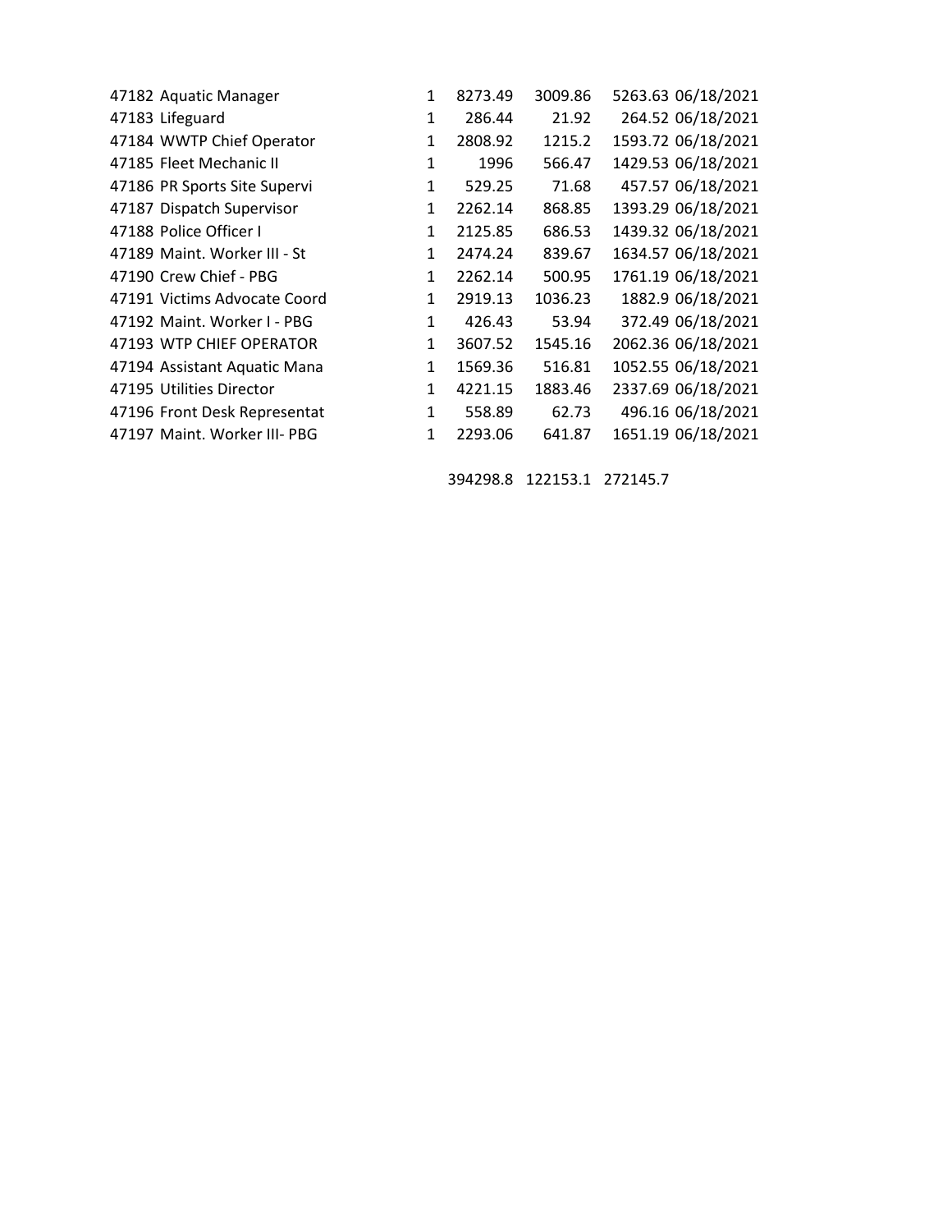| | | | | | | |
|---|---|---|---|---|---|---|
| 47182 | Aquatic Manager | 1 | 8273.49 | 3009.86 | 5263.63 | 06/18/2021 |
| 47183 | Lifeguard | 1 | 286.44 | 21.92 | 264.52 | 06/18/2021 |
| 47184 | WWTP Chief Operator | 1 | 2808.92 | 1215.2 | 1593.72 | 06/18/2021 |
| 47185 | Fleet Mechanic II | 1 | 1996 | 566.47 | 1429.53 | 06/18/2021 |
| 47186 | PR Sports Site Supervi | 1 | 529.25 | 71.68 | 457.57 | 06/18/2021 |
| 47187 | Dispatch Supervisor | 1 | 2262.14 | 868.85 | 1393.29 | 06/18/2021 |
| 47188 | Police Officer I | 1 | 2125.85 | 686.53 | 1439.32 | 06/18/2021 |
| 47189 | Maint. Worker III - St | 1 | 2474.24 | 839.67 | 1634.57 | 06/18/2021 |
| 47190 | Crew Chief - PBG | 1 | 2262.14 | 500.95 | 1761.19 | 06/18/2021 |
| 47191 | Victims Advocate Coord | 1 | 2919.13 | 1036.23 | 1882.9 | 06/18/2021 |
| 47192 | Maint. Worker I - PBG | 1 | 426.43 | 53.94 | 372.49 | 06/18/2021 |
| 47193 | WTP CHIEF OPERATOR | 1 | 3607.52 | 1545.16 | 2062.36 | 06/18/2021 |
| 47194 | Assistant Aquatic Mana | 1 | 1569.36 | 516.81 | 1052.55 | 06/18/2021 |
| 47195 | Utilities Director | 1 | 4221.15 | 1883.46 | 2337.69 | 06/18/2021 |
| 47196 | Front Desk Representat | 1 | 558.89 | 62.73 | 496.16 | 06/18/2021 |
| 47197 | Maint. Worker III- PBG | 1 | 2293.06 | 641.87 | 1651.19 | 06/18/2021 |
| | | | 394298.8 | 122153.1 | 272145.7 | |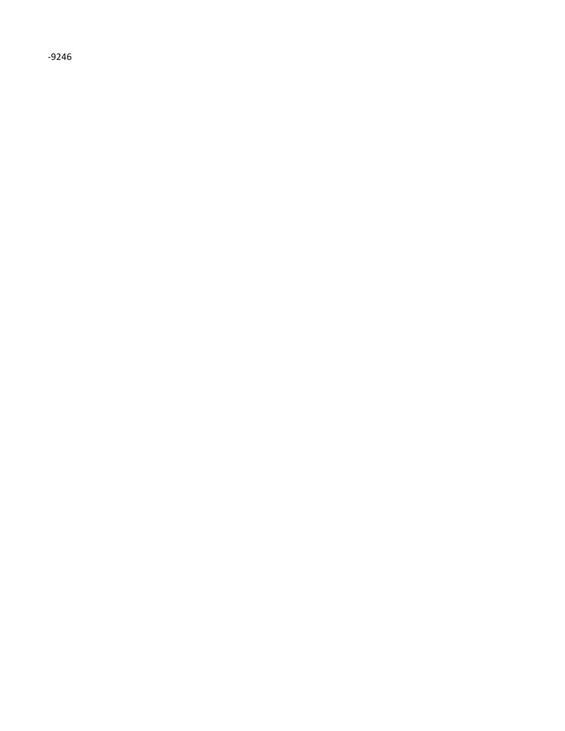-9246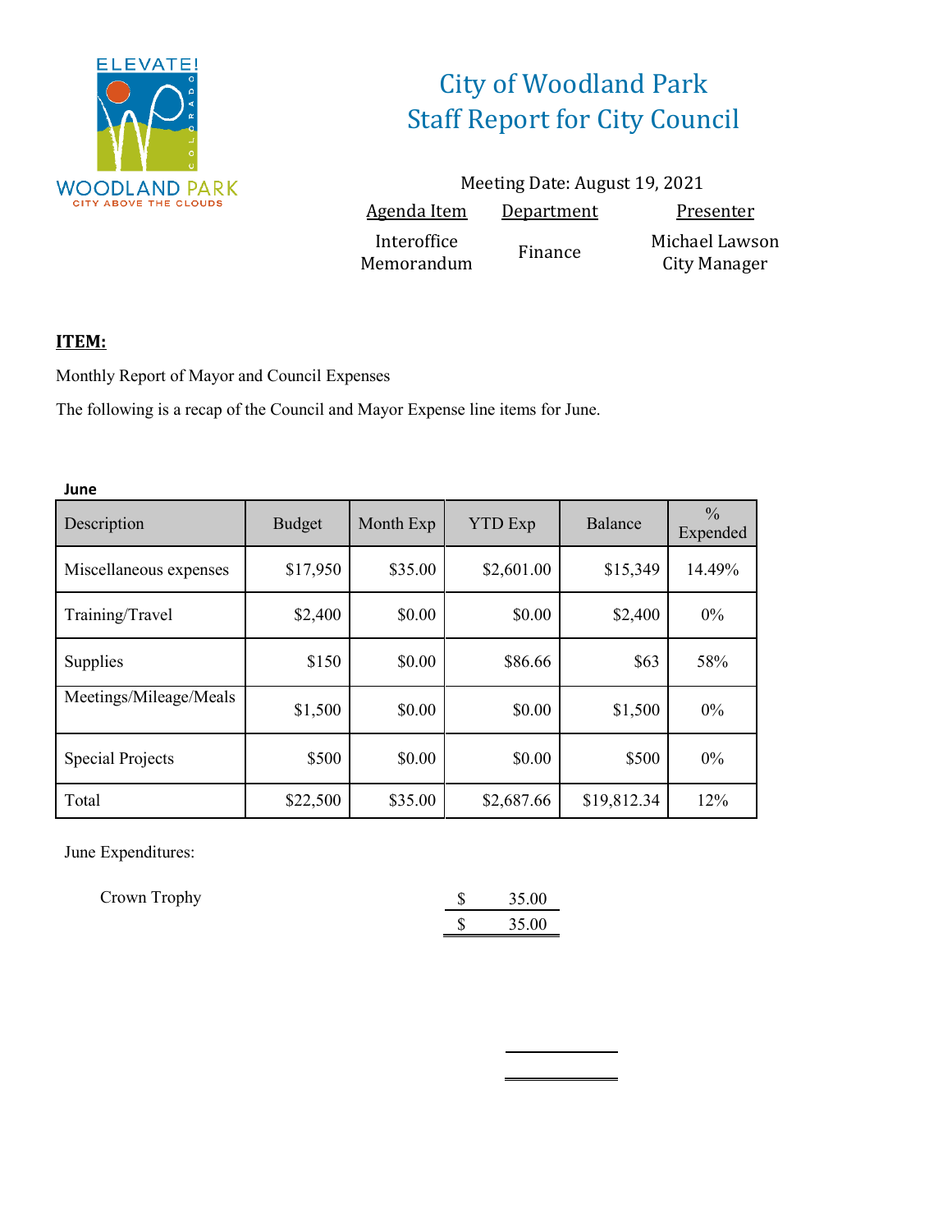# City of Woodland Park
# Staff Report for City Council

Meeting Date: August 19, 2021

| Agenda Item | Department | Presenter |
|---|---|---|
| Interoffice Memorandum | Finance | Michael Lawson City Manager |

**ITEM:**

Monthly Report of Mayor and Council Expenses

The following is a recap of the Council and Mayor Expense line items for June.

**June**

| Description | Budget | Month Exp | YTD Exp | Balance | % Expended |
|---|---|---|---|---|---|
| Miscellaneous expenses | $17,950 | $35.00 | $2,601.00 | $15,349 | 14.49% |
| Training/Travel | $2,400 | $0.00 | $0.00 | $2,400 | 0% |
| Supplies | $150 | $0.00 | $86.66 | $63 | 58% |
| Meetings/Mileage/Meals | $1,500 | $0.00 | $0.00 | $1,500 | 0% |
| Special Projects | $500 | $0.00 | $0.00 | $500 | 0% |
| Total | $22,500 | $35.00 | $2,687.66 | $19,812.34 | 12% |

June Expenditures:

| | |
|---|---|
| Crown Trophy | $ 35.00 |
| | $ 35.00 |